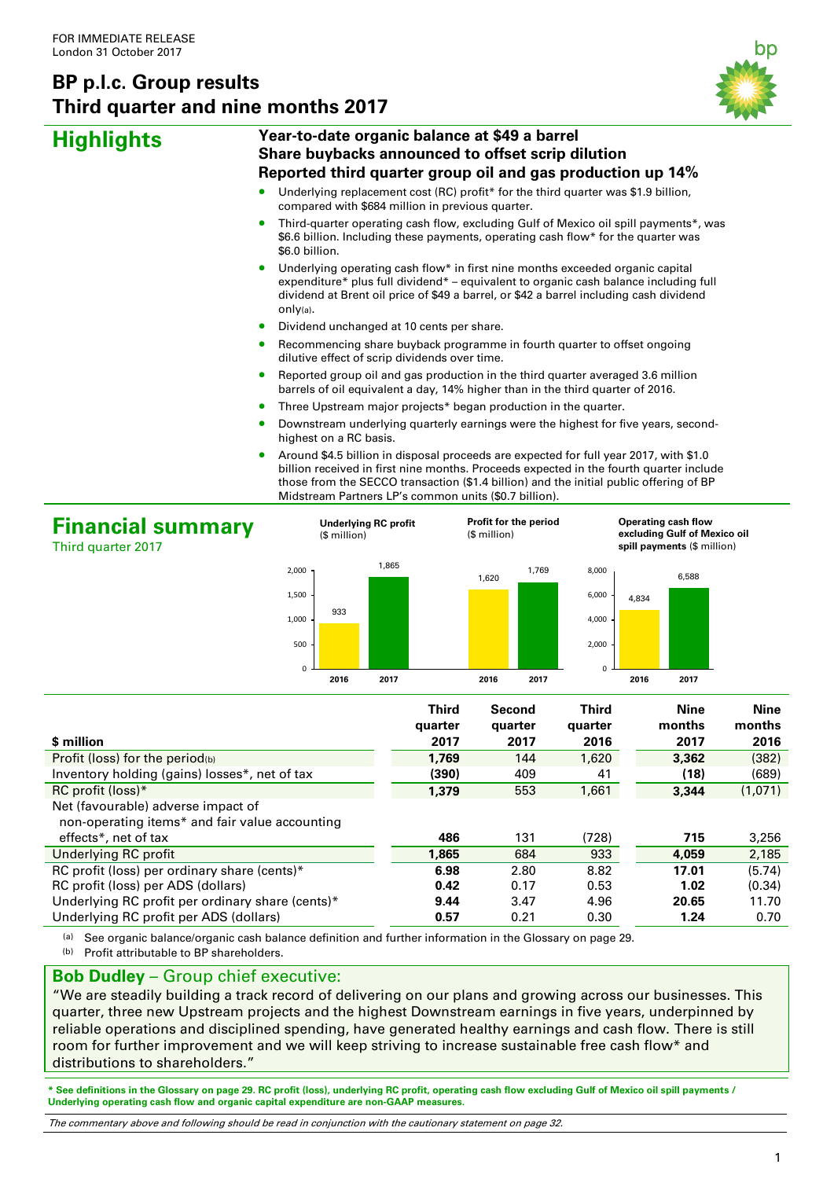FOR IMMEDIATE RELEASE
London 31 October 2017

# BP p.l.c. Group results
# Third quarter and nine months 2017

## Highlights

**Year-to-date organic balance at $49 a barrel**
**Share buybacks announced to offset scrip dilution**
**Reported third quarter group oil and gas production up 14%**

- Underlying replacement cost (RC) profit* for the third quarter was $1.9 billion, compared with $684 million in previous quarter.
- Third-quarter operating cash flow, excluding Gulf of Mexico oil spill payments*, was $6.6 billion. Including these payments, operating cash flow* for the quarter was $6.0 billion.
- Underlying operating cash flow* in first nine months exceeded organic capital expenditure* plus full dividend* – equivalent to organic cash balance including full dividend at Brent oil price of $49 a barrel, or $42 a barrel including cash dividend only[(a)].
- Dividend unchanged at 10 cents per share.
- Recommencing share buyback programme in fourth quarter to offset ongoing dilutive effect of scrip dividends over time.
- Reported group oil and gas production in the third quarter averaged 3.6 million barrels of oil equivalent a day, 14% higher than in the third quarter of 2016.
- Three Upstream major projects* began production in the quarter.
- Downstream underlying quarterly earnings were the highest for five years, second-highest on a RC basis.
- Around $4.5 billion in disposal proceeds are expected for full year 2017, with $1.0 billion received in first nine months. Proceeds expected in the fourth quarter include those from the SECCO transaction ($1.4 billion) and the initial public offering of BP Midstream Partners LP's common units ($0.7 billion).

## Financial summary

Third quarter 2017

**Underlying RC profit** ($ million)

| | 2016 | 2017 |
|---|---|---|
| Underlying RC profit | 933 | 1,865 |

**Profit for the period** ($ million)

| | 2016 | 2017 |
|---|---|---|
| Profit for the period | 1,620 | 1,769 |

**Operating cash flow excluding Gulf of Mexico oil spill payments** ($ million)

| | 2016 | 2017 |
|---|---|---|
| Operating cash flow excluding Gulf of Mexico oil spill payments | 4,834 | 6,588 |

| $ million | Third quarter 2017 | Second quarter 2017 | Third quarter 2016 | Nine months 2017 | Nine months 2016 |
|---|---|---|---|---|---|
| Profit (loss) for the period[(b)] | **1,769** | 144 | 1,620 | **3,362** | (382) |
| Inventory holding (gains) losses*, net of tax | **(390)** | 409 | 41 | **(18)** | (689) |
| RC profit (loss)* | **1,379** | 553 | 1,661 | **3,344** | (1,071) |
| Net (favourable) adverse impact of non-operating items* and fair value accounting effects*, net of tax | **486** | 131 | (728) | **715** | 3,256 |
| Underlying RC profit | **1,865** | 684 | 933 | **4,059** | 2,185 |
| RC profit (loss) per ordinary share (cents)* | **6.98** | 2.80 | 8.82 | **17.01** | (5.74) |
| RC profit (loss) per ADS (dollars) | **0.42** | 0.17 | 0.53 | **1.02** | (0.34) |
| Underlying RC profit per ordinary share (cents)* | **9.44** | 3.47 | 4.96 | **20.65** | 11.70 |
| Underlying RC profit per ADS (dollars) | **0.57** | 0.21 | 0.30 | **1.24** | 0.70 |

(a) See organic balance/organic cash balance definition and further information in the Glossary on page 29.
(b) Profit attributable to BP shareholders.

**Bob Dudley** – Group chief executive:

"We are steadily building a track record of delivering on our plans and growing across our businesses. This quarter, three new Upstream projects and the highest Downstream earnings in five years, underpinned by reliable operations and disciplined spending, have generated healthy earnings and cash flow. There is still room for further improvement and we will keep striving to increase sustainable free cash flow* and distributions to shareholders."

**\* See definitions in the Glossary on page 29. RC profit (loss), underlying RC profit, operating cash flow excluding Gulf of Mexico oil spill payments / Underlying operating cash flow and organic capital expenditure are non-GAAP measures.**

*The commentary above and following should be read in conjunction with the cautionary statement on page 32.*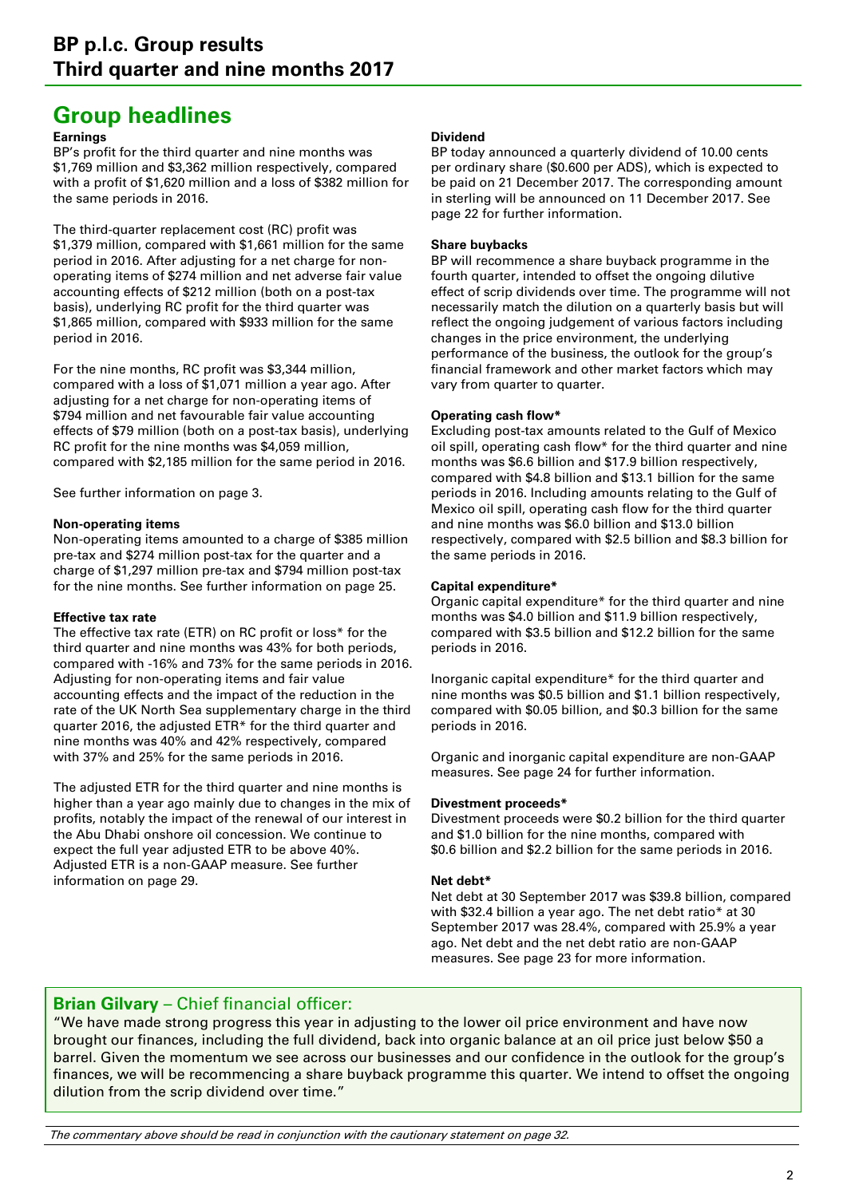# BP p.l.c. Group results
# Third quarter and nine months 2017

## Group headlines

**Earnings**

BP's profit for the third quarter and nine months was $1,769 million and $3,362 million respectively, compared with a profit of $1,620 million and a loss of $382 million for the same periods in 2016.

The third-quarter replacement cost (RC) profit was $1,379 million, compared with $1,661 million for the same period in 2016. After adjusting for a net charge for non-operating items of $274 million and net adverse fair value accounting effects of $212 million (both on a post-tax basis), underlying RC profit for the third quarter was $1,865 million, compared with $933 million for the same period in 2016.

For the nine months, RC profit was $3,344 million, compared with a loss of $1,071 million a year ago. After adjusting for a net charge for non-operating items of $794 million and net favourable fair value accounting effects of $79 million (both on a post-tax basis), underlying RC profit for the nine months was $4,059 million, compared with $2,185 million for the same period in 2016.

See further information on page 3.

**Non-operating items**

Non-operating items amounted to a charge of $385 million pre-tax and $274 million post-tax for the quarter and a charge of $1,297 million pre-tax and $794 million post-tax for the nine months. See further information on page 25.

**Effective tax rate**

The effective tax rate (ETR) on RC profit or loss* for the third quarter and nine months was 43% for both periods, compared with -16% and 73% for the same periods in 2016. Adjusting for non-operating items and fair value accounting effects and the impact of the reduction in the rate of the UK North Sea supplementary charge in the third quarter 2016, the adjusted ETR* for the third quarter and nine months was 40% and 42% respectively, compared with 37% and 25% for the same periods in 2016.

The adjusted ETR for the third quarter and nine months is higher than a year ago mainly due to changes in the mix of profits, notably the impact of the renewal of our interest in the Abu Dhabi onshore oil concession. We continue to expect the full year adjusted ETR to be above 40%. Adjusted ETR is a non-GAAP measure. See further information on page 29.

**Dividend**

BP today announced a quarterly dividend of 10.00 cents per ordinary share ($0.600 per ADS), which is expected to be paid on 21 December 2017. The corresponding amount in sterling will be announced on 11 December 2017. See page 22 for further information.

**Share buybacks**

BP will recommence a share buyback programme in the fourth quarter, intended to offset the ongoing dilutive effect of scrip dividends over time. The programme will not necessarily match the dilution on a quarterly basis but will reflect the ongoing judgement of various factors including changes in the price environment, the underlying performance of the business, the outlook for the group's financial framework and other market factors which may vary from quarter to quarter.

**Operating cash flow***

Excluding post-tax amounts related to the Gulf of Mexico oil spill, operating cash flow* for the third quarter and nine months was $6.6 billion and $17.9 billion respectively, compared with $4.8 billion and $13.1 billion for the same periods in 2016. Including amounts relating to the Gulf of Mexico oil spill, operating cash flow for the third quarter and nine months was $6.0 billion and $13.0 billion respectively, compared with $2.5 billion and $8.3 billion for the same periods in 2016.

**Capital expenditure***

Organic capital expenditure* for the third quarter and nine months was $4.0 billion and $11.9 billion respectively, compared with $3.5 billion and $12.2 billion for the same periods in 2016.

Inorganic capital expenditure* for the third quarter and nine months was $0.5 billion and $1.1 billion respectively, compared with $0.05 billion, and $0.3 billion for the same periods in 2016.

Organic and inorganic capital expenditure are non-GAAP measures. See page 24 for further information.

**Divestment proceeds***

Divestment proceeds were $0.2 billion for the third quarter and $1.0 billion for the nine months, compared with $0.6 billion and $2.2 billion for the same periods in 2016.

**Net debt***

Net debt at 30 September 2017 was $39.8 billion, compared with $32.4 billion a year ago. The net debt ratio* at 30 September 2017 was 28.4%, compared with 25.9% a year ago. Net debt and the net debt ratio are non-GAAP measures. See page 23 for more information.

**Brian Gilvary** – Chief financial officer:

"We have made strong progress this year in adjusting to the lower oil price environment and have now brought our finances, including the full dividend, back into organic balance at an oil price just below $50 a barrel. Given the momentum we see across our businesses and our confidence in the outlook for the group's finances, we will be recommencing a share buyback programme this quarter. We intend to offset the ongoing dilution from the scrip dividend over time."

*The commentary above should be read in conjunction with the cautionary statement on page 32.*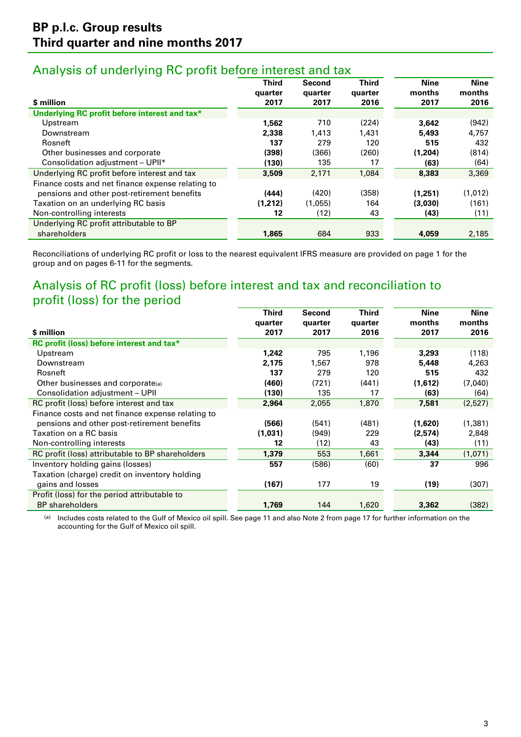# BP p.l.c. Group results
## Third quarter and nine months 2017

## Analysis of underlying RC profit before interest and tax

| $ million | Third quarter 2017 | Second quarter 2017 | Third quarter 2016 | Nine months 2017 | Nine months 2016 |
|---|---|---|---|---|---|
| **Underlying RC profit before interest and tax*** | | | | | |
| Upstream | **1,562** | 710 | (224) | **3,642** | (942) |
| Downstream | **2,338** | 1,413 | 1,431 | **5,493** | 4,757 |
| Rosneft | **137** | 279 | 120 | **515** | 432 |
| Other businesses and corporate | **(398)** | (366) | (260) | **(1,204)** | (814) |
| Consolidation adjustment – UPII* | **(130)** | 135 | 17 | **(63)** | (64) |
| Underlying RC profit before interest and tax | **3,509** | 2,171 | 1,084 | **8,383** | 3,369 |
| Finance costs and net finance expense relating to pensions and other post-retirement benefits | **(444)** | (420) | (358) | **(1,251)** | (1,012) |
| Taxation on an underlying RC basis | **(1,212)** | (1,055) | 164 | **(3,030)** | (161) |
| Non-controlling interests | **12** | (12) | 43 | **(43)** | (11) |
| Underlying RC profit attributable to BP shareholders | **1,865** | 684 | 933 | **4,059** | 2,185 |

Reconciliations of underlying RC profit or loss to the nearest equivalent IFRS measure are provided on page 1 for the group and on pages 6-11 for the segments.

## Analysis of RC profit (loss) before interest and tax and reconciliation to profit (loss) for the period

| $ million | Third quarter 2017 | Second quarter 2017 | Third quarter 2016 | Nine months 2017 | Nine months 2016 |
|---|---|---|---|---|---|
| **RC profit (loss) before interest and tax*** | | | | | |
| Upstream | **1,242** | 795 | 1,196 | **3,293** | (118) |
| Downstream | **2,175** | 1,567 | 978 | **5,448** | 4,263 |
| Rosneft | **137** | 279 | 120 | **515** | 432 |
| Other businesses and corporate[(a)] | **(460)** | (721) | (441) | **(1,612)** | (7,040) |
| Consolidation adjustment – UPII | **(130)** | 135 | 17 | **(63)** | (64) |
| RC profit (loss) before interest and tax | **2,964** | 2,055 | 1,870 | **7,581** | (2,527) |
| Finance costs and net finance expense relating to pensions and other post-retirement benefits | **(566)** | (541) | (481) | **(1,620)** | (1,381) |
| Taxation on a RC basis | **(1,031)** | (949) | 229 | **(2,574)** | 2,848 |
| Non-controlling interests | **12** | (12) | 43 | **(43)** | (11) |
| RC profit (loss) attributable to BP shareholders | **1,379** | 553 | 1,661 | **3,344** | (1,071) |
| Inventory holding gains (losses) | **557** | (586) | (60) | **37** | 996 |
| Taxation (charge) credit on inventory holding gains and losses | **(167)** | 177 | 19 | **(19)** | (307) |
| Profit (loss) for the period attributable to BP shareholders | **1,769** | 144 | 1,620 | **3,362** | (382) |

(a) Includes costs related to the Gulf of Mexico oil spill. See page 11 and also Note 2 from page 17 for further information on the accounting for the Gulf of Mexico oil spill.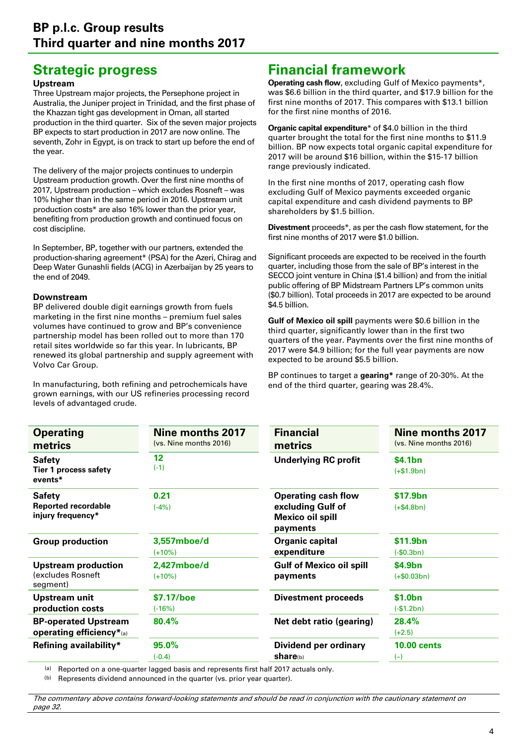## Strategic progress

### Upstream

Three Upstream major projects, the Persephone project in Australia, the Juniper project in Trinidad, and the first phase of the Khazzan tight gas development in Oman, all started production in the third quarter. Six of the seven major projects BP expects to start production in 2017 are now online. The seventh, Zohr in Egypt, is on track to start up before the end of the year.

The delivery of the major projects continues to underpin Upstream production growth. Over the first nine months of 2017, Upstream production – which excludes Rosneft – was 10% higher than in the same period in 2016. Upstream unit production costs* are also 16% lower than the prior year, benefiting from production growth and continued focus on cost discipline.

In September, BP, together with our partners, extended the production-sharing agreement* (PSA) for the Azeri, Chirag and Deep Water Gunashli fields (ACG) in Azerbaijan by 25 years to the end of 2049.

### Downstream

BP delivered double digit earnings growth from fuels marketing in the first nine months – premium fuel sales volumes have continued to grow and BP's convenience partnership model has been rolled out to more than 170 retail sites worldwide so far this year. In lubricants, BP renewed its global partnership and supply agreement with Volvo Car Group.

In manufacturing, both refining and petrochemicals have grown earnings, with our US refineries processing record levels of advantaged crude.

## Financial framework

**Operating cash flow**, excluding Gulf of Mexico payments*, was $6.6 billion in the third quarter, and $17.9 billion for the first nine months of 2017. This compares with $13.1 billion for the first nine months of 2016.

**Organic capital expenditure*** of $4.0 billion in the third quarter brought the total for the first nine months to $11.9 billion. BP now expects total organic capital expenditure for 2017 will be around $16 billion, within the $15-17 billion range previously indicated.

In the first nine months of 2017, operating cash flow excluding Gulf of Mexico payments exceeded organic capital expenditure and cash dividend payments to BP shareholders by $1.5 billion.

**Divestment** proceeds*, as per the cash flow statement, for the first nine months of 2017 were $1.0 billion.

Significant proceeds are expected to be received in the fourth quarter, including those from the sale of BP's interest in the SECCO joint venture in China ($1.4 billion) and from the initial public offering of BP Midstream Partners LP's common units ($0.7 billion). Total proceeds in 2017 are expected to be around $4.5 billion.

**Gulf of Mexico oil spill** payments were $0.6 billion in the third quarter, significantly lower than in the first two quarters of the year. Payments over the first nine months of 2017 were $4.9 billion; for the full year payments are now expected to be around $5.5 billion.

BP continues to target a **gearing*** range of 20-30%. At the end of the third quarter, gearing was 28.4%.

| Operating metrics | Nine months 2017 (vs. Nine months 2016) |
|---|---|
| **Safety** Tier 1 process safety events* | **12** (-1) |
| **Safety** Reported recordable injury frequency* | **0.21** (-4%) |
| **Group production** | **3,557mboe/d** (+10%) |
| **Upstream production** (excludes Rosneft segment) | **2,427mboe/d** (+10%) |
| **Upstream unit production costs** | **$7.17/boe** (-16%) |
| **BP-operated Upstream operating efficiency***[(a)] | **80.4%** |
| **Refining availability*** | **95.0%** (-0.4) |

| Financial metrics | Nine months 2017 (vs. Nine months 2016) |
|---|---|
| **Underlying RC profit** | **$4.1bn** (+$1.9bn) |
| **Operating cash flow excluding Gulf of Mexico oil spill payments** | **$17.9bn** (+$4.8bn) |
| **Organic capital expenditure** | **$11.9bn** (-$0.3bn) |
| **Gulf of Mexico oil spill payments** | **$4.9bn** (+$0.03bn) |
| **Divestment proceeds** | **$1.0bn** (-$1.2bn) |
| **Net debt ratio (gearing)** | **28.4%** (+2.5) |
| **Dividend per ordinary share**[(b)] | **10.00 cents** (–) |

(a) Reported on a one-quarter lagged basis and represents first half 2017 actuals only.
(b) Represents dividend announced in the quarter (vs. prior year quarter).

*The commentary above contains forward-looking statements and should be read in conjunction with the cautionary statement on page 32.*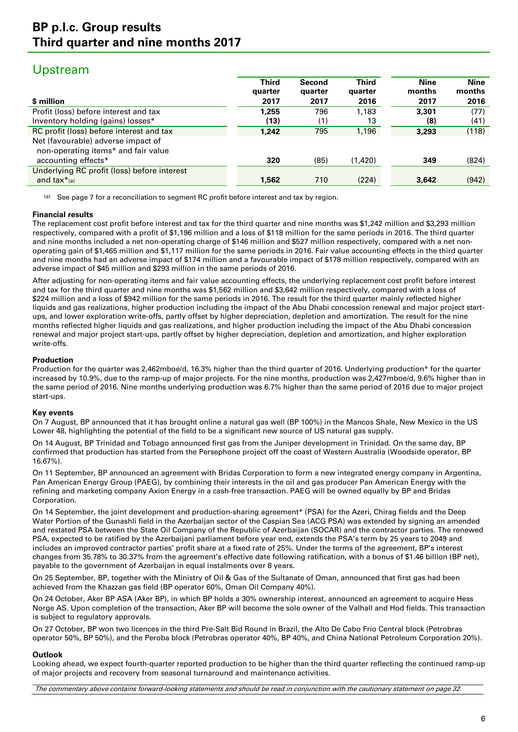# Upstream

| $ million | Third quarter 2017 | Second quarter 2017 | Third quarter 2016 | Nine months 2017 | Nine months 2016 |
|---|---|---|---|---|---|
| Profit (loss) before interest and tax | **1,255** | 796 | 1,183 | **3,301** | (77) |
| Inventory holding (gains) losses* | **(13)** | (1) | 13 | **(8)** | (41) |
| RC profit (loss) before interest and tax | **1,242** | 795 | 1,196 | **3,293** | (118) |
| Net (favourable) adverse impact of non-operating items* and fair value accounting effects* | **320** | (85) | (1,420) | **349** | (824) |
| Underlying RC profit (loss) before interest and tax*[(a)] | **1,562** | 710 | (224) | **3,642** | (942) |

(a) See page 7 for a reconciliation to segment RC profit before interest and tax by region.

### Financial results

The replacement cost profit before interest and tax for the third quarter and nine months was $1,242 million and $3,293 million respectively, compared with a profit of $1,196 million and a loss of $118 million for the same periods in 2016. The third quarter and nine months included a net non-operating charge of $146 million and $527 million respectively, compared with a net non-operating gain of $1,465 million and $1,117 million for the same periods in 2016. Fair value accounting effects in the third quarter and nine months had an adverse impact of $174 million and a favourable impact of $178 million respectively, compared with an adverse impact of $45 million and $293 million in the same periods of 2016.

After adjusting for non-operating items and fair value accounting effects, the underlying replacement cost profit before interest and tax for the third quarter and nine months was $1,562 million and $3,642 million respectively, compared with a loss of $224 million and a loss of $942 million for the same periods in 2016. The result for the third quarter mainly reflected higher liquids and gas realizations, higher production including the impact of the Abu Dhabi concession renewal and major project start-ups, and lower exploration write-offs, partly offset by higher depreciation, depletion and amortization. The result for the nine months reflected higher liquids and gas realizations, and higher production including the impact of the Abu Dhabi concession renewal and major project start-ups, partly offset by higher depreciation, depletion and amortization, and higher exploration write-offs.

### Production

Production for the quarter was 2,462mboe/d, 16.3% higher than the third quarter of 2016. Underlying production* for the quarter increased by 10.9%, due to the ramp-up of major projects. For the nine months, production was 2,427mboe/d, 9.6% higher than in the same period of 2016. Nine months underlying production was 6.7% higher than the same period of 2016 due to major project start-ups.

### Key events

On 7 August, BP announced that it has brought online a natural gas well (BP 100%) in the Mancos Shale, New Mexico in the US Lower 48, highlighting the potential of the field to be a significant new source of US natural gas supply.

On 14 August, BP Trinidad and Tobago announced first gas from the Juniper development in Trinidad. On the same day, BP confirmed that production has started from the Persephone project off the coast of Western Australia (Woodside operator, BP 16.67%).

On 11 September, BP announced an agreement with Bridas Corporation to form a new integrated energy company in Argentina, Pan American Energy Group (PAEG), by combining their interests in the oil and gas producer Pan American Energy with the refining and marketing company Axion Energy in a cash-free transaction. PAEG will be owned equally by BP and Bridas Corporation.

On 14 September, the joint development and production-sharing agreement* (PSA) for the Azeri, Chirag fields and the Deep Water Portion of the Gunashli field in the Azerbaijan sector of the Caspian Sea (ACG PSA) was extended by signing an amended and restated PSA between the State Oil Company of the Republic of Azerbaijan (SOCAR) and the contractor parties. The renewed PSA, expected to be ratified by the Azerbaijani parliament before year end, extends the PSA's term by 25 years to 2049 and includes an improved contractor parties' profit share at a fixed rate of 25%. Under the terms of the agreement, BP's interest changes from 35.78% to 30.37% from the agreement's effective date following ratification, with a bonus of $1.46 billion (BP net), payable to the government of Azerbaijan in equal instalments over 8 years.

On 25 September, BP, together with the Ministry of Oil & Gas of the Sultanate of Oman, announced that first gas had been achieved from the Khazzan gas field (BP operator 60%, Oman Oil Company 40%).

On 24 October, Aker BP ASA (Aker BP), in which BP holds a 30% ownership interest, announced an agreement to acquire Hess Norge AS. Upon completion of the transaction, Aker BP will become the sole owner of the Valhall and Hod fields. This transaction is subject to regulatory approvals.

On 27 October, BP won two licences in the third Pre-Salt Bid Round in Brazil, the Alto De Cabo Frio Central block (Petrobras operator 50%, BP 50%), and the Peroba block (Petrobras operator 40%, BP 40%, and China National Petroleum Corporation 20%).

### Outlook

Looking ahead, we expect fourth-quarter reported production to be higher than the third quarter reflecting the continued ramp-up of major projects and recovery from seasonal turnaround and maintenance activities.

*The commentary above contains forward-looking statements and should be read in conjunction with the cautionary statement on page 32.*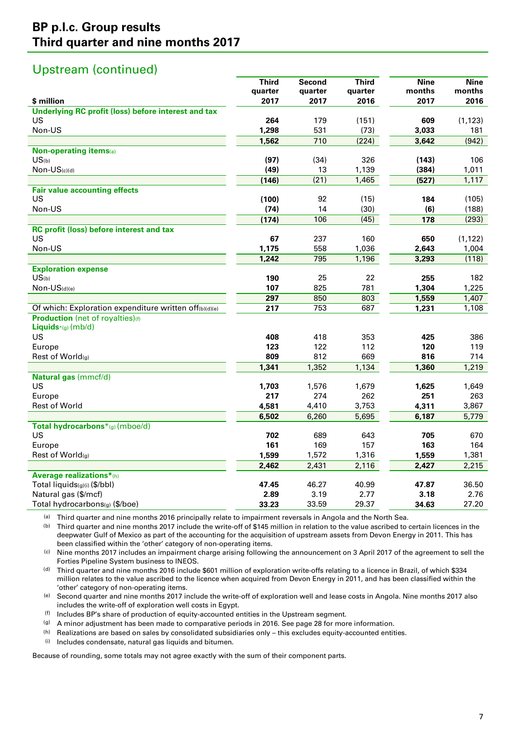## Upstream (continued)

| $ million | Third quarter 2017 | Second quarter 2017 | Third quarter 2016 | Nine months 2017 | Nine months 2016 |
|---|---|---|---|---|---|
| **Underlying RC profit (loss) before interest and tax** | | | | | |
| US | **264** | 179 | (151) | **609** | (1,123) |
| Non-US | **1,298** | 531 | (73) | **3,033** | 181 |
| | **1,562** | 710 | (224) | **3,642** | (942) |
| **Non-operating items**[a] | | | | | |
| US[b] | **(97)** | (34) | 326 | **(143)** | 106 |
| Non-US[c][d] | **(49)** | 13 | 1,139 | **(384)** | 1,011 |
| | **(146)** | (21) | 1,465 | **(527)** | 1,117 |
| **Fair value accounting effects** | | | | | |
| US | **(100)** | 92 | (15) | **184** | (105) |
| Non-US | **(74)** | 14 | (30) | **(6)** | (188) |
| | **(174)** | 106 | (45) | **178** | (293) |
| **RC profit (loss) before interest and tax** | | | | | |
| US | **67** | 237 | 160 | **650** | (1,122) |
| Non-US | **1,175** | 558 | 1,036 | **2,643** | 1,004 |
| | **1,242** | 795 | 1,196 | **3,293** | (118) |
| **Exploration expense** | | | | | |
| US[b] | **190** | 25 | 22 | **255** | 182 |
| Non-US[d][e] | **107** | 825 | 781 | **1,304** | 1,225 |
| | **297** | 850 | 803 | **1,559** | 1,407 |
| Of which: Exploration expenditure written off[b][d][e] | **217** | 753 | 687 | **1,231** | 1,108 |
| **Production** (net of royalties)[f] | | | | | |
| **Liquids***[g] (mb/d) | | | | | |
| US | **408** | 418 | 353 | **425** | 386 |
| Europe | **123** | 122 | 112 | **120** | 119 |
| Rest of World[g] | **809** | 812 | 669 | **816** | 714 |
| | **1,341** | 1,352 | 1,134 | **1,360** | 1,219 |
| **Natural gas** (mmcf/d) | | | | | |
| US | **1,703** | 1,576 | 1,679 | **1,625** | 1,649 |
| Europe | **217** | 274 | 262 | **251** | 263 |
| Rest of World | **4,581** | 4,410 | 3,753 | **4,311** | 3,867 |
| | **6,502** | 6,260 | 5,695 | **6,187** | 5,779 |
| **Total hydrocarbons***[g] (mboe/d) | | | | | |
| US | **702** | 689 | 643 | **705** | 670 |
| Europe | **161** | 169 | 157 | **163** | 164 |
| Rest of World[g] | **1,599** | 1,572 | 1,316 | **1,559** | 1,381 |
| | **2,462** | 2,431 | 2,116 | **2,427** | 2,215 |
| **Average realizations***[h] | | | | | |
| Total liquids[g][i] ($/bbl) | **47.45** | 46.27 | 40.99 | **47.87** | 36.50 |
| Natural gas ($/mcf) | **2.89** | 3.19 | 2.77 | **3.18** | 2.76 |
| Total hydrocarbons[g] ($/boe) | **33.23** | 33.59 | 29.37 | **34.63** | 27.20 |

(a) Third quarter and nine months 2016 principally relate to impairment reversals in Angola and the North Sea.

(b) Third quarter and nine months 2017 include the write-off of $145 million in relation to the value ascribed to certain licences in the deepwater Gulf of Mexico as part of the accounting for the acquisition of upstream assets from Devon Energy in 2011. This has been classified within the 'other' category of non-operating items.

(c) Nine months 2017 includes an impairment charge arising following the announcement on 3 April 2017 of the agreement to sell the Forties Pipeline System business to INEOS.

(d) Third quarter and nine months 2016 include $601 million of exploration write-offs relating to a licence in Brazil, of which $334 million relates to the value ascribed to the licence when acquired from Devon Energy in 2011, and has been classified within the 'other' category of non-operating items.

(e) Second quarter and nine months 2017 include the write-off of exploration well and lease costs in Angola. Nine months 2017 also includes the write-off of exploration well costs in Egypt.

(f) Includes BP's share of production of equity-accounted entities in the Upstream segment.

(g) A minor adjustment has been made to comparative periods in 2016. See page 28 for more information.

(h) Realizations are based on sales by consolidated subsidiaries only – this excludes equity-accounted entities.

(i) Includes condensate, natural gas liquids and bitumen.

Because of rounding, some totals may not agree exactly with the sum of their component parts.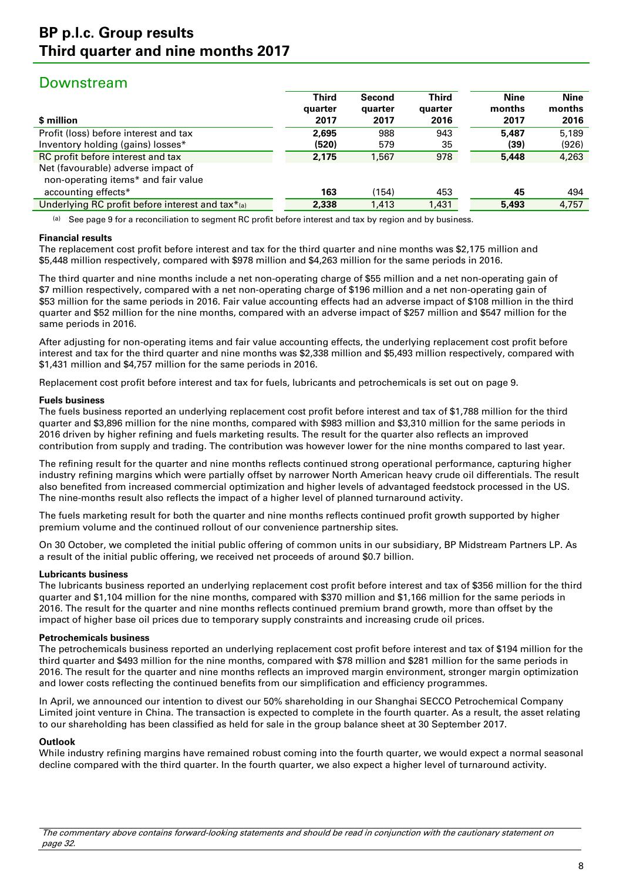# BP p.l.c. Group results
# Third quarter and nine months 2017

## Downstream

| $ million | Third quarter 2017 | Second quarter 2017 | Third quarter 2016 | Nine months 2017 | Nine months 2016 |
|---|---|---|---|---|---|
| Profit (loss) before interest and tax | **2,695** | 988 | 943 | **5,487** | 5,189 |
| Inventory holding (gains) losses* | **(520)** | 579 | 35 | **(39)** | (926) |
| RC profit before interest and tax | **2,175** | 1,567 | 978 | **5,448** | 4,263 |
| Net (favourable) adverse impact of non-operating items* and fair value accounting effects* | **163** | (154) | 453 | **45** | 494 |
| Underlying RC profit before interest and tax*(a) | **2,338** | 1,413 | 1,431 | **5,493** | 4,757 |

(a) See page 9 for a reconciliation to segment RC profit before interest and tax by region and by business.

**Financial results**

The replacement cost profit before interest and tax for the third quarter and nine months was $2,175 million and $5,448 million respectively, compared with $978 million and $4,263 million for the same periods in 2016.

The third quarter and nine months include a net non-operating charge of $55 million and a net non-operating gain of $7 million respectively, compared with a net non-operating charge of $196 million and a net non-operating gain of $53 million for the same periods in 2016. Fair value accounting effects had an adverse impact of $108 million in the third quarter and $52 million for the nine months, compared with an adverse impact of $257 million and $547 million for the same periods in 2016.

After adjusting for non-operating items and fair value accounting effects, the underlying replacement cost profit before interest and tax for the third quarter and nine months was $2,338 million and $5,493 million respectively, compared with $1,431 million and $4,757 million for the same periods in 2016.

Replacement cost profit before interest and tax for fuels, lubricants and petrochemicals is set out on page 9.

**Fuels business**

The fuels business reported an underlying replacement cost profit before interest and tax of $1,788 million for the third quarter and $3,896 million for the nine months, compared with $983 million and $3,310 million for the same periods in 2016 driven by higher refining and fuels marketing results. The result for the quarter also reflects an improved contribution from supply and trading. The contribution was however lower for the nine months compared to last year.

The refining result for the quarter and nine months reflects continued strong operational performance, capturing higher industry refining margins which were partially offset by narrower North American heavy crude oil differentials. The result also benefited from increased commercial optimization and higher levels of advantaged feedstock processed in the US. The nine-months result also reflects the impact of a higher level of planned turnaround activity.

The fuels marketing result for both the quarter and nine months reflects continued profit growth supported by higher premium volume and the continued rollout of our convenience partnership sites.

On 30 October, we completed the initial public offering of common units in our subsidiary, BP Midstream Partners LP. As a result of the initial public offering, we received net proceeds of around $0.7 billion.

**Lubricants business**

The lubricants business reported an underlying replacement cost profit before interest and tax of $356 million for the third quarter and $1,104 million for the nine months, compared with $370 million and $1,166 million for the same periods in 2016. The result for the quarter and nine months reflects continued premium brand growth, more than offset by the impact of higher base oil prices due to temporary supply constraints and increasing crude oil prices.

**Petrochemicals business**

The petrochemicals business reported an underlying replacement cost profit before interest and tax of $194 million for the third quarter and $493 million for the nine months, compared with $78 million and $281 million for the same periods in 2016. The result for the quarter and nine months reflects an improved margin environment, stronger margin optimization and lower costs reflecting the continued benefits from our simplification and efficiency programmes.

In April, we announced our intention to divest our 50% shareholding in our Shanghai SECCO Petrochemical Company Limited joint venture in China. The transaction is expected to complete in the fourth quarter. As a result, the asset relating to our shareholding has been classified as held for sale in the group balance sheet at 30 September 2017.

**Outlook**

While industry refining margins have remained robust coming into the fourth quarter, we would expect a normal seasonal decline compared with the third quarter. In the fourth quarter, we also expect a higher level of turnaround activity.

*The commentary above contains forward-looking statements and should be read in conjunction with the cautionary statement on page 32.*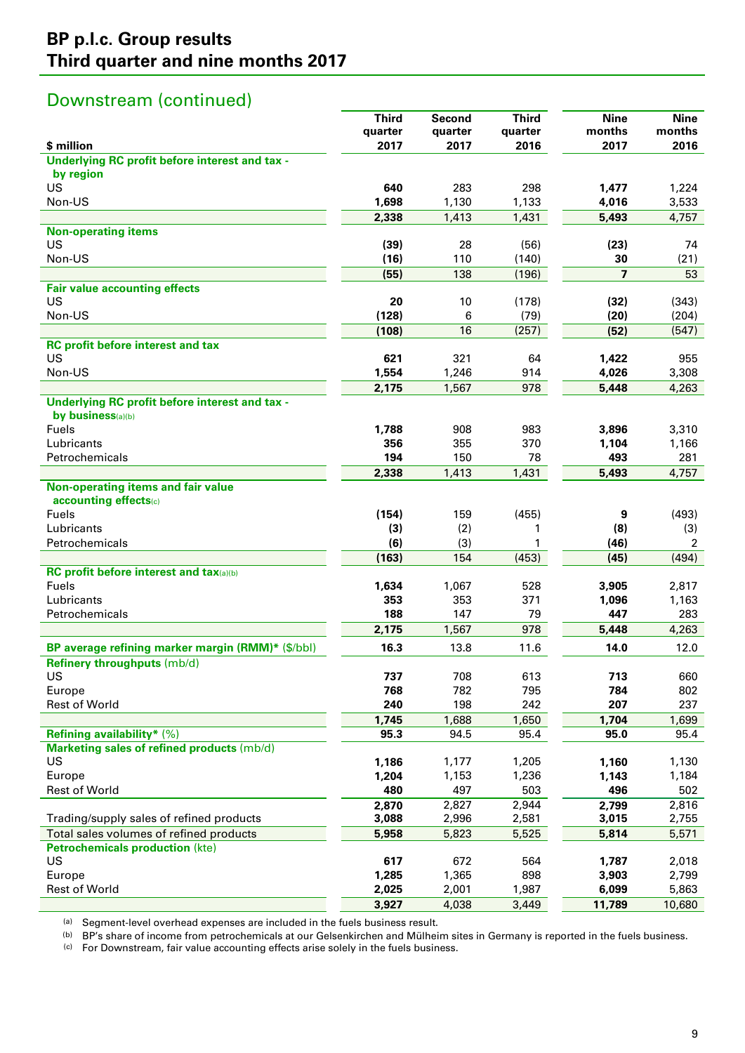## Downstream (continued)

| $ million | Third quarter 2017 | Second quarter 2017 | Third quarter 2016 | Nine months 2017 | Nine months 2016 |
|---|---|---|---|---|---|
| **Underlying RC profit before interest and tax - by region** | | | | | |
| US | **640** | 283 | 298 | **1,477** | 1,224 |
| Non-US | **1,698** | 1,130 | 1,133 | **4,016** | 3,533 |
| | **2,338** | 1,413 | 1,431 | **5,493** | 4,757 |
| **Non-operating items** | | | | | |
| US | **(39)** | 28 | (56) | **(23)** | 74 |
| Non-US | **(16)** | 110 | (140) | **30** | (21) |
| | **(55)** | 138 | (196) | **7** | 53 |
| **Fair value accounting effects** | | | | | |
| US | **20** | 10 | (178) | **(32)** | (343) |
| Non-US | **(128)** | 6 | (79) | **(20)** | (204) |
| | **(108)** | 16 | (257) | **(52)** | (547) |
| **RC profit before interest and tax** | | | | | |
| US | **621** | 321 | 64 | **1,422** | 955 |
| Non-US | **1,554** | 1,246 | 914 | **4,026** | 3,308 |
| | **2,175** | 1,567 | 978 | **5,448** | 4,263 |
| **Underlying RC profit before interest and tax - by business**(a)(b) | | | | | |
| Fuels | **1,788** | 908 | 983 | **3,896** | 3,310 |
| Lubricants | **356** | 355 | 370 | **1,104** | 1,166 |
| Petrochemicals | **194** | 150 | 78 | **493** | 281 |
| | **2,338** | 1,413 | 1,431 | **5,493** | 4,757 |
| **Non-operating items and fair value accounting effects**(c) | | | | | |
| Fuels | **(154)** | 159 | (455) | **9** | (493) |
| Lubricants | **(3)** | (2) | 1 | **(8)** | (3) |
| Petrochemicals | **(6)** | (3) | 1 | **(46)** | 2 |
| | **(163)** | 154 | (453) | **(45)** | (494) |
| **RC profit before interest and tax**(a)(b) | | | | | |
| Fuels | **1,634** | 1,067 | 528 | **3,905** | 2,817 |
| Lubricants | **353** | 353 | 371 | **1,096** | 1,163 |
| Petrochemicals | **188** | 147 | 79 | **447** | 283 |
| | **2,175** | 1,567 | 978 | **5,448** | 4,263 |
| **BP average refining marker margin (RMM)*** ($/bbl) | **16.3** | 13.8 | 11.6 | **14.0** | 12.0 |
| **Refinery throughputs** (mb/d) | | | | | |
| US | **737** | 708 | 613 | **713** | 660 |
| Europe | **768** | 782 | 795 | **784** | 802 |
| Rest of World | **240** | 198 | 242 | **207** | 237 |
| | **1,745** | 1,688 | 1,650 | **1,704** | 1,699 |
| **Refining availability*** (%) | **95.3** | 94.5 | 95.4 | **95.0** | 95.4 |
| **Marketing sales of refined products** (mb/d) | | | | | |
| US | **1,186** | 1,177 | 1,205 | **1,160** | 1,130 |
| Europe | **1,204** | 1,153 | 1,236 | **1,143** | 1,184 |
| Rest of World | **480** | 497 | 503 | **496** | 502 |
| | **2,870** | 2,827 | 2,944 | **2,799** | 2,816 |
| Trading/supply sales of refined products | **3,088** | 2,996 | 2,581 | **3,015** | 2,755 |
| Total sales volumes of refined products | **5,958** | 5,823 | 5,525 | **5,814** | 5,571 |
| **Petrochemicals production** (kte) | | | | | |
| US | **617** | 672 | 564 | **1,787** | 2,018 |
| Europe | **1,285** | 1,365 | 898 | **3,903** | 2,799 |
| Rest of World | **2,025** | 2,001 | 1,987 | **6,099** | 5,863 |
| | **3,927** | 4,038 | 3,449 | **11,789** | 10,680 |

(a) Segment-level overhead expenses are included in the fuels business result.

(b) BP's share of income from petrochemicals at our Gelsenkirchen and Mülheim sites in Germany is reported in the fuels business.

(c) For Downstream, fair value accounting effects arise solely in the fuels business.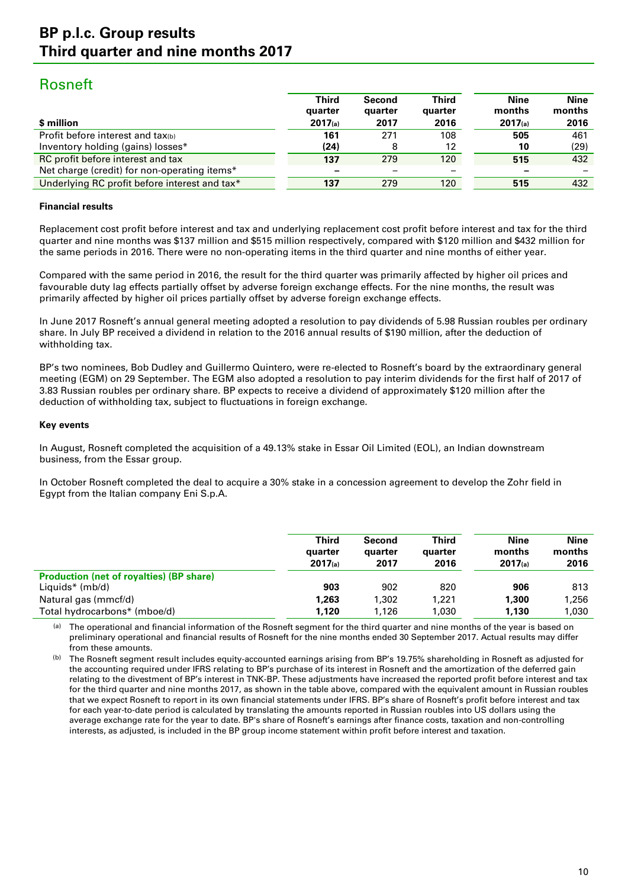## Rosneft

| $ million | Third quarter 2017(a) | Second quarter 2017 | Third quarter 2016 | Nine months 2017(a) | Nine months 2016 |
|---|---|---|---|---|---|
| Profit before interest and tax(b) | **161** | 271 | 108 | **505** | 461 |
| Inventory holding (gains) losses* | **(24)** | 8 | 12 | **10** | (29) |
| RC profit before interest and tax | **137** | 279 | 120 | **515** | 432 |
| Net charge (credit) for non-operating items* | **–** | – | – | **–** | – |
| Underlying RC profit before interest and tax* | **137** | 279 | 120 | **515** | 432 |

### Financial results

Replacement cost profit before interest and tax and underlying replacement cost profit before interest and tax for the third quarter and nine months was $137 million and $515 million respectively, compared with $120 million and $432 million for the same periods in 2016. There were no non-operating items in the third quarter and nine months of either year.

Compared with the same period in 2016, the result for the third quarter was primarily affected by higher oil prices and favourable duty lag effects partially offset by adverse foreign exchange effects. For the nine months, the result was primarily affected by higher oil prices partially offset by adverse foreign exchange effects.

In June 2017 Rosneft's annual general meeting adopted a resolution to pay dividends of 5.98 Russian roubles per ordinary share. In July BP received a dividend in relation to the 2016 annual results of $190 million, after the deduction of withholding tax.

BP's two nominees, Bob Dudley and Guillermo Quintero, were re-elected to Rosneft's board by the extraordinary general meeting (EGM) on 29 September. The EGM also adopted a resolution to pay interim dividends for the first half of 2017 of 3.83 Russian roubles per ordinary share. BP expects to receive a dividend of approximately $120 million after the deduction of withholding tax, subject to fluctuations in foreign exchange.

### Key events

In August, Rosneft completed the acquisition of a 49.13% stake in Essar Oil Limited (EOL), an Indian downstream business, from the Essar group.

In October Rosneft completed the deal to acquire a 30% stake in a concession agreement to develop the Zohr field in Egypt from the Italian company Eni S.p.A.

| | Third quarter 2017(a) | Second quarter 2017 | Third quarter 2016 | Nine months 2017(a) | Nine months 2016 |
|---|---|---|---|---|---|
| **Production (net of royalties) (BP share)** | | | | | |
| Liquids* (mb/d) | **903** | 902 | 820 | **906** | 813 |
| Natural gas (mmcf/d) | **1,263** | 1,302 | 1,221 | **1,300** | 1,256 |
| Total hydrocarbons* (mboe/d) | **1,120** | 1,126 | 1,030 | **1,130** | 1,030 |

(a) The operational and financial information of the Rosneft segment for the third quarter and nine months of the year is based on preliminary operational and financial results of Rosneft for the nine months ended 30 September 2017. Actual results may differ from these amounts.

(b) The Rosneft segment result includes equity-accounted earnings arising from BP's 19.75% shareholding in Rosneft as adjusted for the accounting required under IFRS relating to BP's purchase of its interest in Rosneft and the amortization of the deferred gain relating to the divestment of BP's interest in TNK-BP. These adjustments have increased the reported profit before interest and tax for the third quarter and nine months 2017, as shown in the table above, compared with the equivalent amount in Russian roubles that we expect Rosneft to report in its own financial statements under IFRS. BP's share of Rosneft's profit before interest and tax for each year-to-date period is calculated by translating the amounts reported in Russian roubles into US dollars using the average exchange rate for the year to date. BP's share of Rosneft's earnings after finance costs, taxation and non-controlling interests, as adjusted, is included in the BP group income statement within profit before interest and taxation.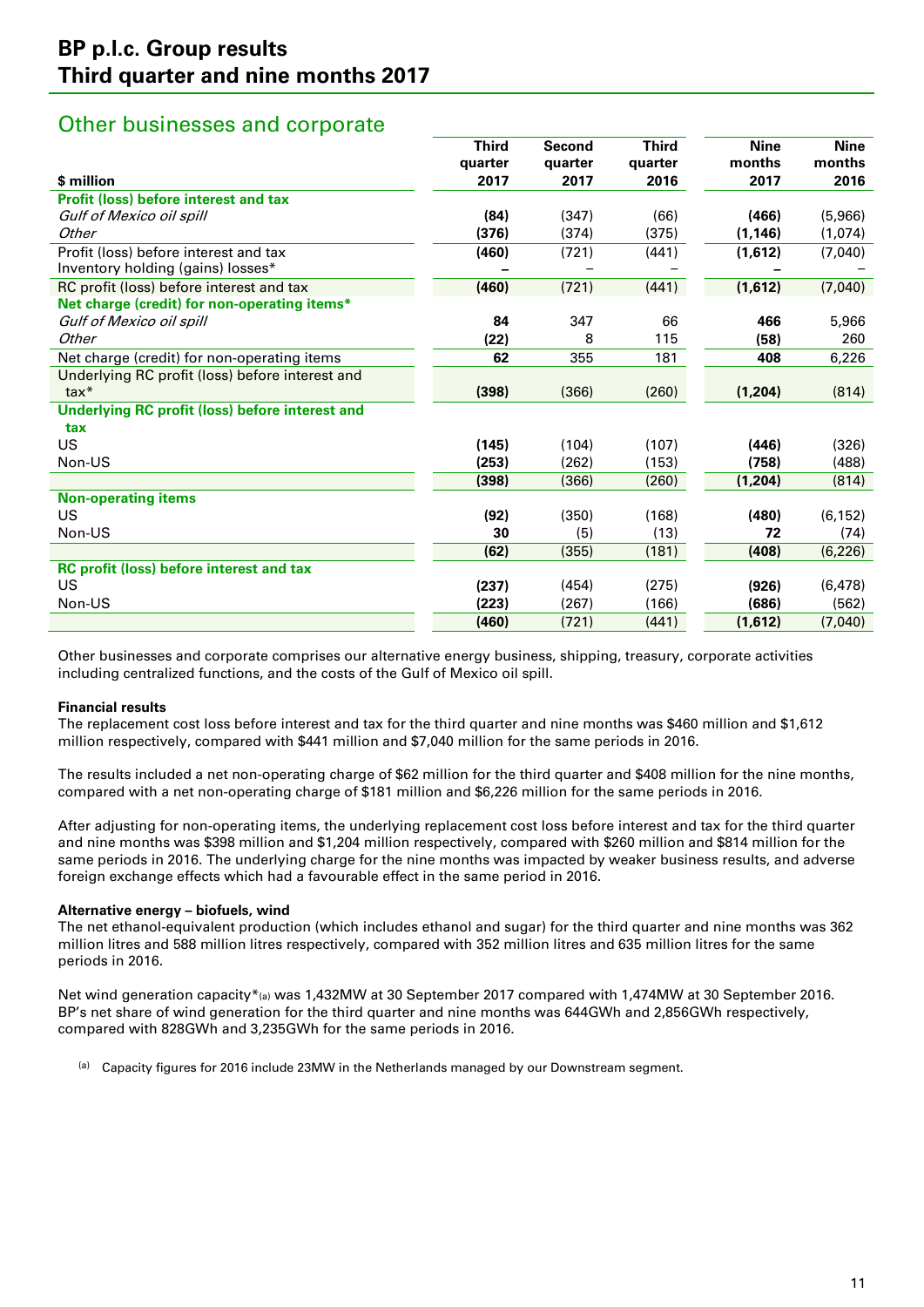## Other businesses and corporate

| $ million | Third quarter 2017 | Second quarter 2017 | Third quarter 2016 | Nine months 2017 | Nine months 2016 |
|---|---|---|---|---|---|
| **Profit (loss) before interest and tax** | | | | | |
| *Gulf of Mexico oil spill* | **(84)** | (347) | (66) | **(466)** | (5,966) |
| *Other* | **(376)** | (374) | (375) | **(1,146)** | (1,074) |
| Profit (loss) before interest and tax | **(460)** | (721) | (441) | **(1,612)** | (7,040) |
| Inventory holding (gains) losses* | **–** | – | – | **–** | – |
| RC profit (loss) before interest and tax | **(460)** | (721) | (441) | **(1,612)** | (7,040) |
| **Net charge (credit) for non-operating items*** | | | | | |
| *Gulf of Mexico oil spill* | **84** | 347 | 66 | **466** | 5,966 |
| *Other* | **(22)** | 8 | 115 | **(58)** | 260 |
| Net charge (credit) for non-operating items | **62** | 355 | 181 | **408** | 6,226 |
| Underlying RC profit (loss) before interest and tax* | **(398)** | (366) | (260) | **(1,204)** | (814) |
| **Underlying RC profit (loss) before interest and tax** | | | | | |
| US | **(145)** | (104) | (107) | **(446)** | (326) |
| Non-US | **(253)** | (262) | (153) | **(758)** | (488) |
| | **(398)** | (366) | (260) | **(1,204)** | (814) |
| **Non-operating items** | | | | | |
| US | **(92)** | (350) | (168) | **(480)** | (6,152) |
| Non-US | **30** | (5) | (13) | **72** | (74) |
| | **(62)** | (355) | (181) | **(408)** | (6,226) |
| **RC profit (loss) before interest and tax** | | | | | |
| US | **(237)** | (454) | (275) | **(926)** | (6,478) |
| Non-US | **(223)** | (267) | (166) | **(686)** | (562) |
| | **(460)** | (721) | (441) | **(1,612)** | (7,040) |

Other businesses and corporate comprises our alternative energy business, shipping, treasury, corporate activities including centralized functions, and the costs of the Gulf of Mexico oil spill.

**Financial results**

The replacement cost loss before interest and tax for the third quarter and nine months was $460 million and $1,612 million respectively, compared with $441 million and $7,040 million for the same periods in 2016.

The results included a net non-operating charge of $62 million for the third quarter and $408 million for the nine months, compared with a net non-operating charge of $181 million and $6,226 million for the same periods in 2016.

After adjusting for non-operating items, the underlying replacement cost loss before interest and tax for the third quarter and nine months was $398 million and $1,204 million respectively, compared with $260 million and $814 million for the same periods in 2016. The underlying charge for the nine months was impacted by weaker business results, and adverse foreign exchange effects which had a favourable effect in the same period in 2016.

**Alternative energy – biofuels, wind**

The net ethanol-equivalent production (which includes ethanol and sugar) for the third quarter and nine months was 362 million litres and 588 million litres respectively, compared with 352 million litres and 635 million litres for the same periods in 2016.

Net wind generation capacity*[(a)] was 1,432MW at 30 September 2017 compared with 1,474MW at 30 September 2016. BP's net share of wind generation for the third quarter and nine months was 644GWh and 2,856GWh respectively, compared with 828GWh and 3,235GWh for the same periods in 2016.

(a) Capacity figures for 2016 include 23MW in the Netherlands managed by our Downstream segment.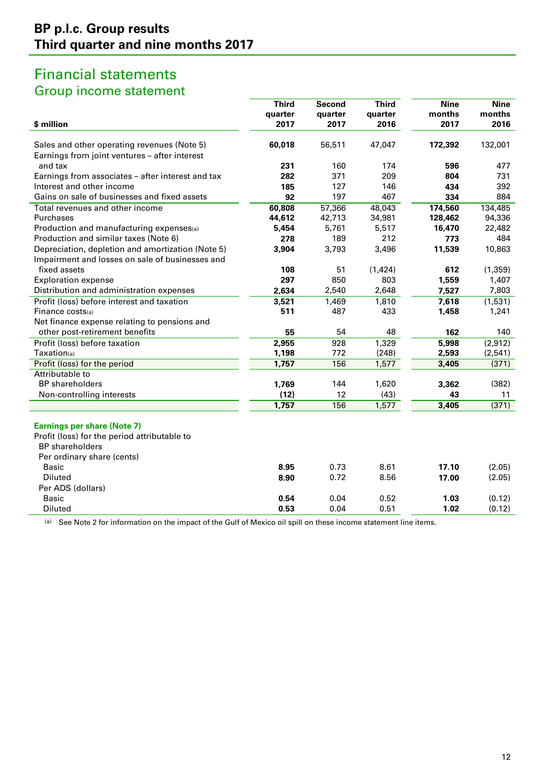# BP p.l.c. Group results
## Third quarter and nine months 2017

## Financial statements

### Group income statement

| $ million | Third quarter 2017 | Second quarter 2017 | Third quarter 2016 | Nine months 2017 | Nine months 2016 |
|---|---|---|---|---|---|
| Sales and other operating revenues (Note 5) | **60,018** | 56,511 | 47,047 | **172,392** | 132,001 |
| Earnings from joint ventures – after interest and tax | **231** | 160 | 174 | **596** | 477 |
| Earnings from associates – after interest and tax | **282** | 371 | 209 | **804** | 731 |
| Interest and other income | **185** | 127 | 146 | **434** | 392 |
| Gains on sale of businesses and fixed assets | **92** | 197 | 467 | **334** | 884 |
| Total revenues and other income | **60,808** | 57,366 | 48,043 | **174,560** | 134,485 |
| Purchases | **44,612** | 42,713 | 34,981 | **128,462** | 94,336 |
| Production and manufacturing expenses[(a)] | **5,454** | 5,761 | 5,517 | **16,470** | 22,482 |
| Production and similar taxes (Note 6) | **278** | 189 | 212 | **773** | 484 |
| Depreciation, depletion and amortization (Note 5) | **3,904** | 3,793 | 3,496 | **11,539** | 10,863 |
| Impairment and losses on sale of businesses and fixed assets | **108** | 51 | (1,424) | **612** | (1,359) |
| Exploration expense | **297** | 850 | 803 | **1,559** | 1,407 |
| Distribution and administration expenses | **2,634** | 2,540 | 2,648 | **7,527** | 7,803 |
| Profit (loss) before interest and taxation | **3,521** | 1,469 | 1,810 | **7,618** | (1,531) |
| Finance costs[(a)] | **511** | 487 | 433 | **1,458** | 1,241 |
| Net finance expense relating to pensions and other post-retirement benefits | **55** | 54 | 48 | **162** | 140 |
| Profit (loss) before taxation | **2,955** | 928 | 1,329 | **5,998** | (2,912) |
| Taxation[(a)] | **1,198** | 772 | (248) | **2,593** | (2,541) |
| Profit (loss) for the period | **1,757** | 156 | 1,577 | **3,405** | (371) |
| Attributable to | | | | | |
| BP shareholders | **1,769** | 144 | 1,620 | **3,362** | (382) |
| Non-controlling interests | **(12)** | 12 | (43) | **43** | 11 |
| | **1,757** | 156 | 1,577 | **3,405** | (371) |
| **Earnings per share (Note 7)** | | | | | |
| Profit (loss) for the period attributable to BP shareholders | | | | | |
| Per ordinary share (cents) | | | | | |
| Basic | **8.95** | 0.73 | 8.61 | **17.10** | (2.05) |
| Diluted | **8.90** | 0.72 | 8.56 | **17.00** | (2.05) |
| Per ADS (dollars) | | | | | |
| Basic | **0.54** | 0.04 | 0.52 | **1.03** | (0.12) |
| Diluted | **0.53** | 0.04 | 0.51 | **1.02** | (0.12) |

(a) See Note 2 for information on the impact of the Gulf of Mexico oil spill on these income statement line items.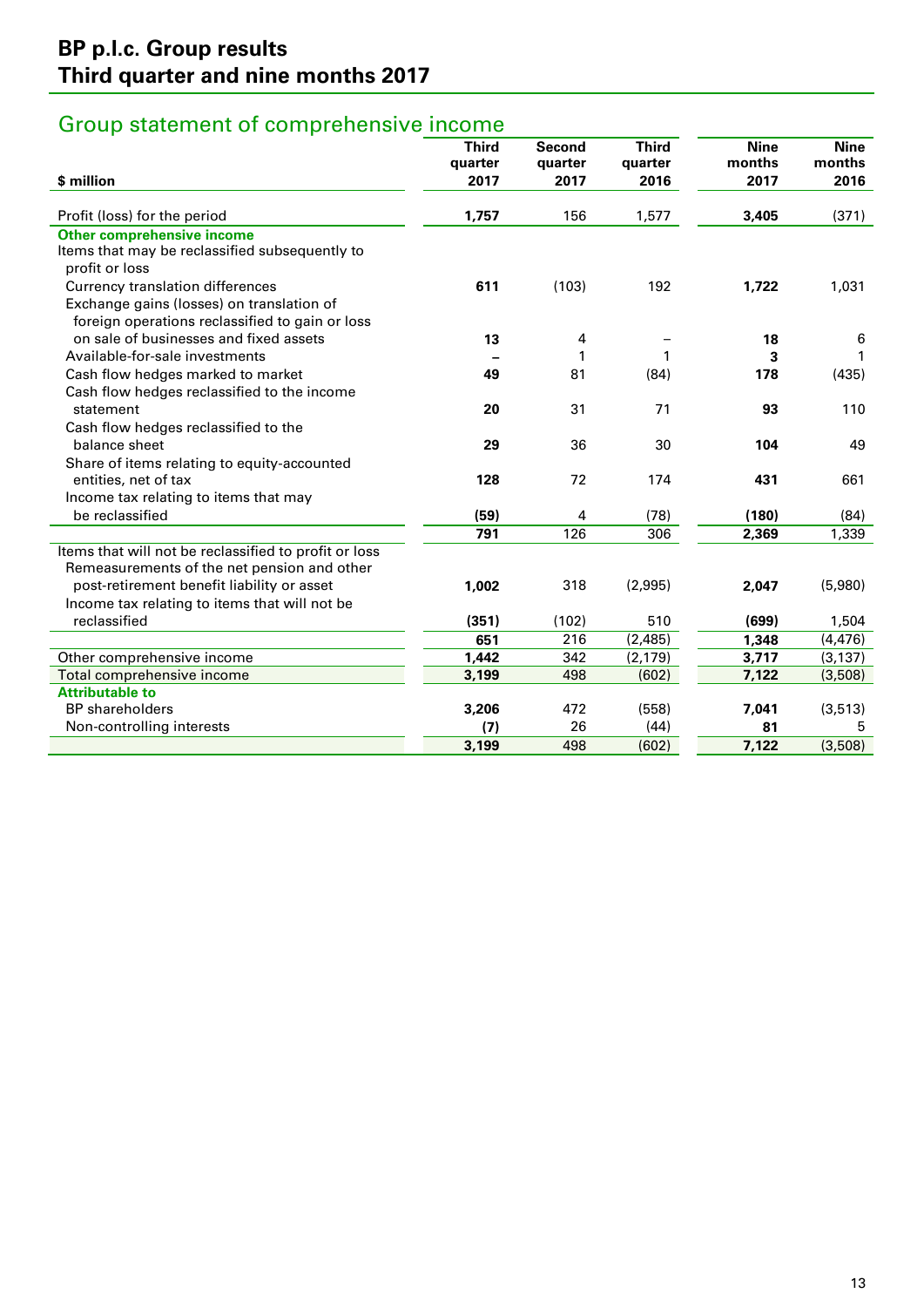## Group statement of comprehensive income

| $ million | Third quarter 2017 | Second quarter 2017 | Third quarter 2016 | Nine months 2017 | Nine months 2016 |
|---|---|---|---|---|---|
| Profit (loss) for the period | **1,757** | 156 | 1,577 | **3,405** | (371) |
| **Other comprehensive income** | | | | | |
| Items that may be reclassified subsequently to profit or loss | | | | | |
| Currency translation differences | **611** | (103) | 192 | **1,722** | 1,031 |
| Exchange gains (losses) on translation of foreign operations reclassified to gain or loss on sale of businesses and fixed assets | **13** | 4 | – | **18** | 6 |
| Available-for-sale investments | **–** | 1 | 1 | **3** | 1 |
| Cash flow hedges marked to market | **49** | 81 | (84) | **178** | (435) |
| Cash flow hedges reclassified to the income statement | **20** | 31 | 71 | **93** | 110 |
| Cash flow hedges reclassified to the balance sheet | **29** | 36 | 30 | **104** | 49 |
| Share of items relating to equity-accounted entities, net of tax | **128** | 72 | 174 | **431** | 661 |
| Income tax relating to items that may be reclassified | **(59)** | 4 | (78) | **(180)** | (84) |
| | **791** | 126 | 306 | **2,369** | 1,339 |
| Items that will not be reclassified to profit or loss | | | | | |
| Remeasurements of the net pension and other post-retirement benefit liability or asset | **1,002** | 318 | (2,995) | **2,047** | (5,980) |
| Income tax relating to items that will not be reclassified | **(351)** | (102) | 510 | **(699)** | 1,504 |
| | **651** | 216 | (2,485) | **1,348** | (4,476) |
| Other comprehensive income | **1,442** | 342 | (2,179) | **3,717** | (3,137) |
| Total comprehensive income | **3,199** | 498 | (602) | **7,122** | (3,508) |
| **Attributable to** | | | | | |
| BP shareholders | **3,206** | 472 | (558) | **7,041** | (3,513) |
| Non-controlling interests | **(7)** | 26 | (44) | **81** | 5 |
| | **3,199** | 498 | (602) | **7,122** | (3,508) |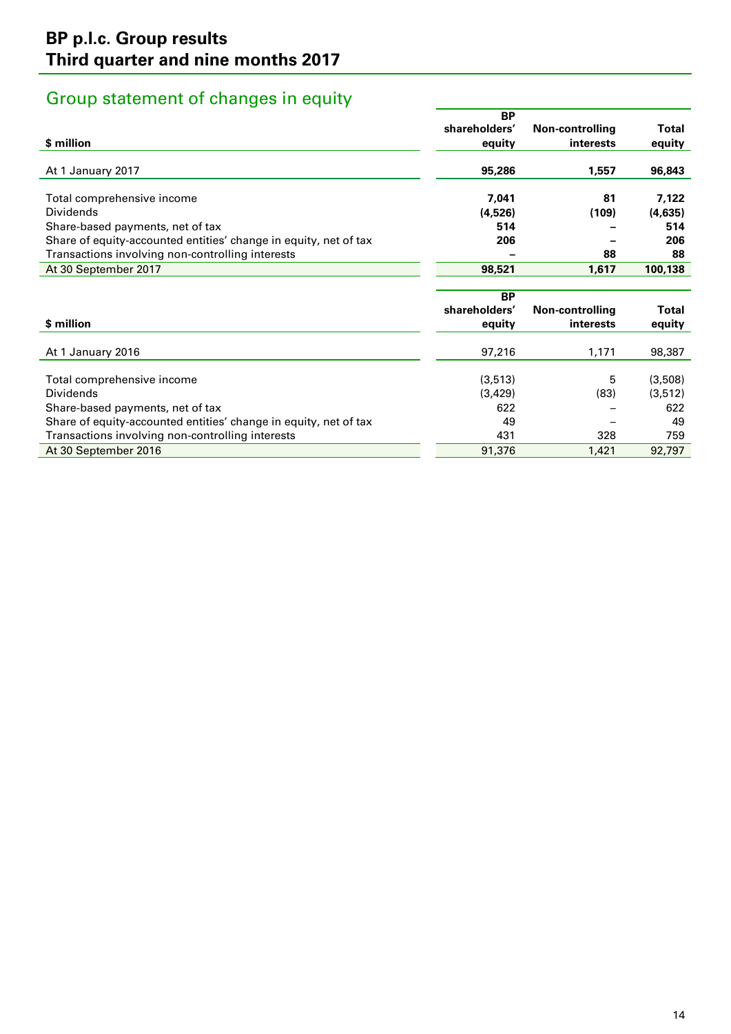# BP p.l.c. Group results
# Third quarter and nine months 2017

## Group statement of changes in equity

| $ million | BP shareholders' equity | Non-controlling interests | Total equity |
|---|---|---|---|
| At 1 January 2017 | **95,286** | **1,557** | **96,843** |
| Total comprehensive income | **7,041** | **81** | **7,122** |
| Dividends | **(4,526)** | **(109)** | **(4,635)** |
| Share-based payments, net of tax | **514** | **–** | **514** |
| Share of equity-accounted entities' change in equity, net of tax | **206** | **–** | **206** |
| Transactions involving non-controlling interests | **–** | **88** | **88** |
| At 30 September 2017 | **98,521** | **1,617** | **100,138** |

| $ million | BP shareholders' equity | Non-controlling interests | Total equity |
|---|---|---|---|
| At 1 January 2016 | 97,216 | 1,171 | 98,387 |
| Total comprehensive income | (3,513) | 5 | (3,508) |
| Dividends | (3,429) | (83) | (3,512) |
| Share-based payments, net of tax | 622 | – | 622 |
| Share of equity-accounted entities' change in equity, net of tax | 49 | – | 49 |
| Transactions involving non-controlling interests | 431 | 328 | 759 |
| At 30 September 2016 | 91,376 | 1,421 | 92,797 |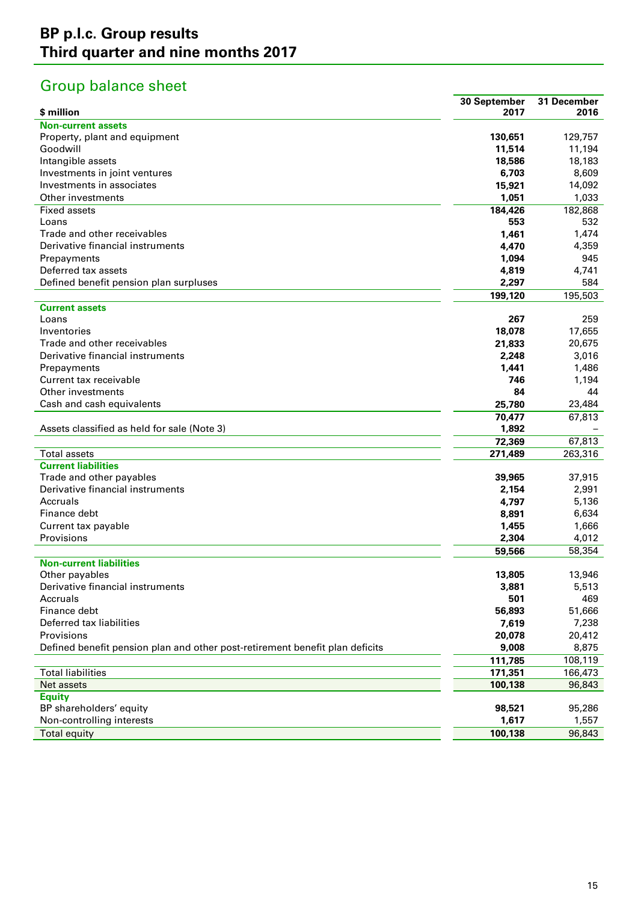# BP p.l.c. Group results
# Third quarter and nine months 2017

## Group balance sheet

| $ million | 30 September 2017 | 31 December 2016 |
|---|---|---|
| **Non-current assets** | | |
| Property, plant and equipment | **130,651** | 129,757 |
| Goodwill | **11,514** | 11,194 |
| Intangible assets | **18,586** | 18,183 |
| Investments in joint ventures | **6,703** | 8,609 |
| Investments in associates | **15,921** | 14,092 |
| Other investments | **1,051** | 1,033 |
| Fixed assets | **184,426** | 182,868 |
| Loans | **553** | 532 |
| Trade and other receivables | **1,461** | 1,474 |
| Derivative financial instruments | **4,470** | 4,359 |
| Prepayments | **1,094** | 945 |
| Deferred tax assets | **4,819** | 4,741 |
| Defined benefit pension plan surpluses | **2,297** | 584 |
| | **199,120** | 195,503 |
| **Current assets** | | |
| Loans | **267** | 259 |
| Inventories | **18,078** | 17,655 |
| Trade and other receivables | **21,833** | 20,675 |
| Derivative financial instruments | **2,248** | 3,016 |
| Prepayments | **1,441** | 1,486 |
| Current tax receivable | **746** | 1,194 |
| Other investments | **84** | 44 |
| Cash and cash equivalents | **25,780** | 23,484 |
| | **70,477** | 67,813 |
| Assets classified as held for sale (Note 3) | **1,892** | – |
| | **72,369** | 67,813 |
| Total assets | **271,489** | 263,316 |
| **Current liabilities** | | |
| Trade and other payables | **39,965** | 37,915 |
| Derivative financial instruments | **2,154** | 2,991 |
| Accruals | **4,797** | 5,136 |
| Finance debt | **8,891** | 6,634 |
| Current tax payable | **1,455** | 1,666 |
| Provisions | **2,304** | 4,012 |
| | **59,566** | 58,354 |
| **Non-current liabilities** | | |
| Other payables | **13,805** | 13,946 |
| Derivative financial instruments | **3,881** | 5,513 |
| Accruals | **501** | 469 |
| Finance debt | **56,893** | 51,666 |
| Deferred tax liabilities | **7,619** | 7,238 |
| Provisions | **20,078** | 20,412 |
| Defined benefit pension plan and other post-retirement benefit plan deficits | **9,008** | 8,875 |
| | **111,785** | 108,119 |
| Total liabilities | **171,351** | 166,473 |
| Net assets | **100,138** | 96,843 |
| **Equity** | | |
| BP shareholders' equity | **98,521** | 95,286 |
| Non-controlling interests | **1,617** | 1,557 |
| Total equity | **100,138** | 96,843 |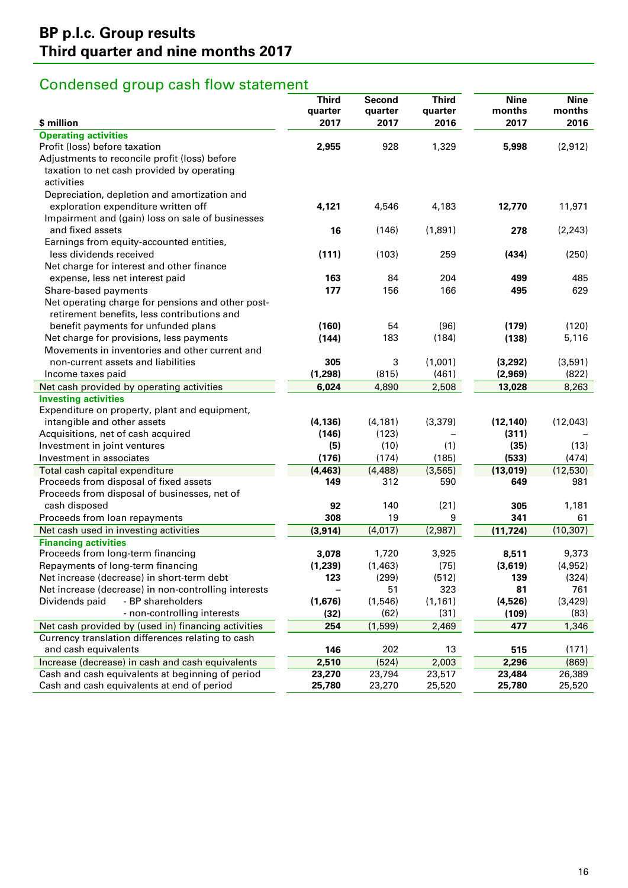# BP p.l.c. Group results
# Third quarter and nine months 2017

## Condensed group cash flow statement

| $ million | Third quarter 2017 | Second quarter 2017 | Third quarter 2016 | Nine months 2017 | Nine months 2016 |
|---|---|---|---|---|---|
| **Operating activities** | | | | | |
| Profit (loss) before taxation | **2,955** | 928 | 1,329 | **5,998** | (2,912) |
| Adjustments to reconcile profit (loss) before taxation to net cash provided by operating activities | | | | | |
| Depreciation, depletion and amortization and exploration expenditure written off | **4,121** | 4,546 | 4,183 | **12,770** | 11,971 |
| Impairment and (gain) loss on sale of businesses and fixed assets | **16** | (146) | (1,891) | **278** | (2,243) |
| Earnings from equity-accounted entities, less dividends received | **(111)** | (103) | 259 | **(434)** | (250) |
| Net charge for interest and other finance expense, less net interest paid | **163** | 84 | 204 | **499** | 485 |
| Share-based payments | **177** | 156 | 166 | **495** | 629 |
| Net operating charge for pensions and other post-retirement benefits, less contributions and benefit payments for unfunded plans | **(160)** | 54 | (96) | **(179)** | (120) |
| Net charge for provisions, less payments | **(144)** | 183 | (184) | **(138)** | 5,116 |
| Movements in inventories and other current and non-current assets and liabilities | **305** | 3 | (1,001) | **(3,292)** | (3,591) |
| Income taxes paid | **(1,298)** | (815) | (461) | **(2,969)** | (822) |
| Net cash provided by operating activities | **6,024** | 4,890 | 2,508 | **13,028** | 8,263 |
| **Investing activities** | | | | | |
| Expenditure on property, plant and equipment, intangible and other assets | **(4,136)** | (4,181) | (3,379) | **(12,140)** | (12,043) |
| Acquisitions, net of cash acquired | **(146)** | (123) | – | **(311)** | – |
| Investment in joint ventures | **(5)** | (10) | (1) | **(35)** | (13) |
| Investment in associates | **(176)** | (174) | (185) | **(533)** | (474) |
| Total cash capital expenditure | **(4,463)** | (4,488) | (3,565) | **(13,019)** | (12,530) |
| Proceeds from disposal of fixed assets | **149** | 312 | 590 | **649** | 981 |
| Proceeds from disposal of businesses, net of cash disposed | **92** | 140 | (21) | **305** | 1,181 |
| Proceeds from loan repayments | **308** | 19 | 9 | **341** | 61 |
| Net cash used in investing activities | **(3,914)** | (4,017) | (2,987) | **(11,724)** | (10,307) |
| **Financing activities** | | | | | |
| Proceeds from long-term financing | **3,078** | 1,720 | 3,925 | **8,511** | 9,373 |
| Repayments of long-term financing | **(1,239)** | (1,463) | (75) | **(3,619)** | (4,952) |
| Net increase (decrease) in short-term debt | **123** | (299) | (512) | **139** | (324) |
| Net increase (decrease) in non-controlling interests | **–** | 51 | 323 | **81** | 761 |
| Dividends paid - BP shareholders | **(1,676)** | (1,546) | (1,161) | **(4,526)** | (3,429) |
| - non-controlling interests | **(32)** | (62) | (31) | **(109)** | (83) |
| Net cash provided by (used in) financing activities | **254** | (1,599) | 2,469 | **477** | 1,346 |
| Currency translation differences relating to cash and cash equivalents | **146** | 202 | 13 | **515** | (171) |
| Increase (decrease) in cash and cash equivalents | **2,510** | (524) | 2,003 | **2,296** | (869) |
| Cash and cash equivalents at beginning of period | **23,270** | 23,794 | 23,517 | **23,484** | 26,389 |
| Cash and cash equivalents at end of period | **25,780** | 23,270 | 25,520 | **25,780** | 25,520 |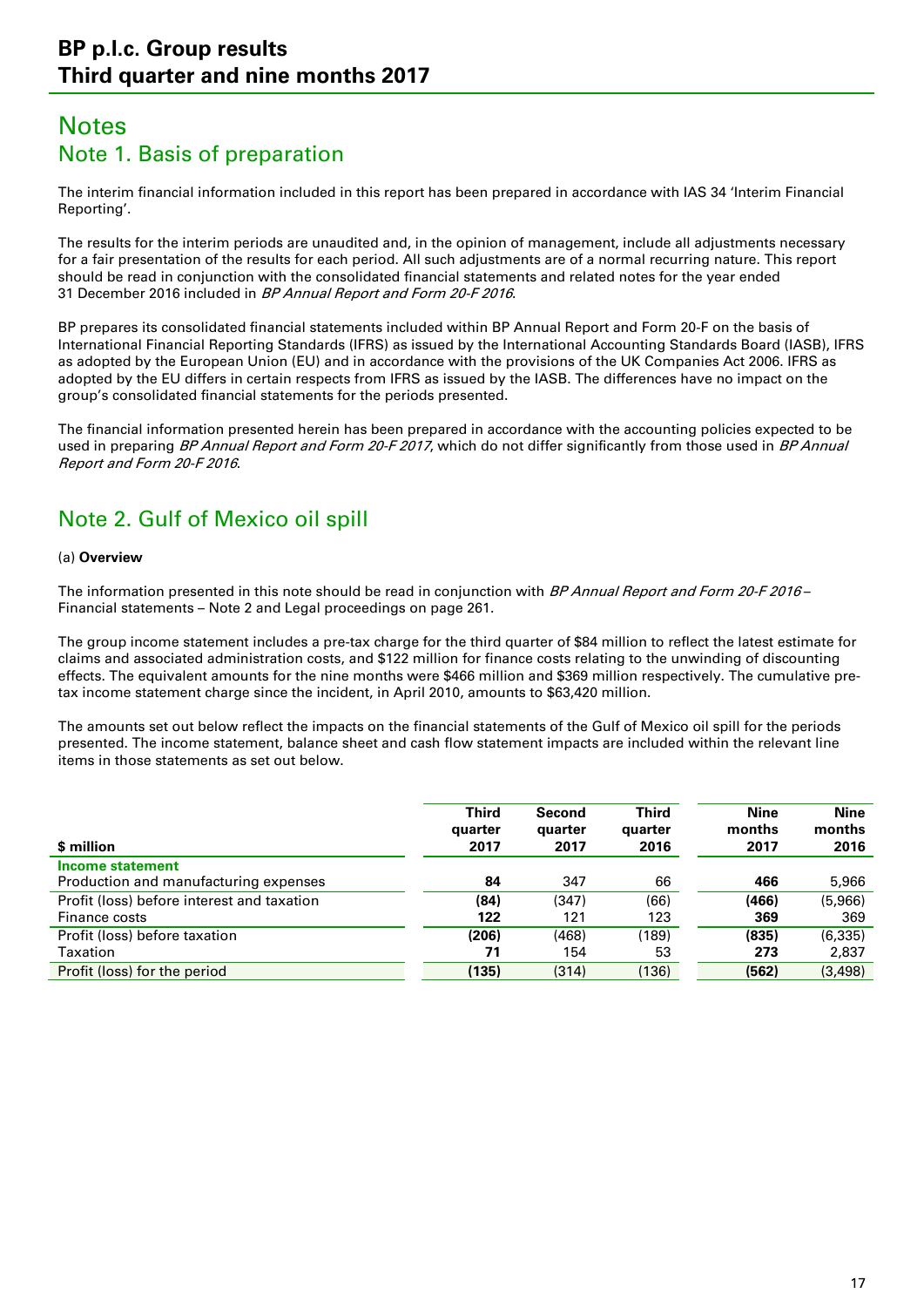# Notes

## Note 1. Basis of preparation

The interim financial information included in this report has been prepared in accordance with IAS 34 'Interim Financial Reporting'.

The results for the interim periods are unaudited and, in the opinion of management, include all adjustments necessary for a fair presentation of the results for each period. All such adjustments are of a normal recurring nature. This report should be read in conjunction with the consolidated financial statements and related notes for the year ended 31 December 2016 included in *BP Annual Report and Form 20-F 2016*.

BP prepares its consolidated financial statements included within BP Annual Report and Form 20-F on the basis of International Financial Reporting Standards (IFRS) as issued by the International Accounting Standards Board (IASB), IFRS as adopted by the European Union (EU) and in accordance with the provisions of the UK Companies Act 2006. IFRS as adopted by the EU differs in certain respects from IFRS as issued by the IASB. The differences have no impact on the group's consolidated financial statements for the periods presented.

The financial information presented herein has been prepared in accordance with the accounting policies expected to be used in preparing *BP Annual Report and Form 20-F 2017*, which do not differ significantly from those used in *BP Annual Report and Form 20-F 2016*.

## Note 2. Gulf of Mexico oil spill

(a) **Overview**

The information presented in this note should be read in conjunction with *BP Annual Report and Form 20-F 2016 –* Financial statements – Note 2 and Legal proceedings on page 261.

The group income statement includes a pre-tax charge for the third quarter of $84 million to reflect the latest estimate for claims and associated administration costs, and $122 million for finance costs relating to the unwinding of discounting effects. The equivalent amounts for the nine months were $466 million and $369 million respectively. The cumulative pre-tax income statement charge since the incident, in April 2010, amounts to $63,420 million.

The amounts set out below reflect the impacts on the financial statements of the Gulf of Mexico oil spill for the periods presented. The income statement, balance sheet and cash flow statement impacts are included within the relevant line items in those statements as set out below.

| $ million | Third quarter 2017 | Second quarter 2017 | Third quarter 2016 | Nine months 2017 | Nine months 2016 |
|---|---|---|---|---|---|
| **Income statement** | | | | | |
| Production and manufacturing expenses | **84** | 347 | 66 | **466** | 5,966 |
| Profit (loss) before interest and taxation | **(84)** | (347) | (66) | **(466)** | (5,966) |
| Finance costs | **122** | 121 | 123 | **369** | 369 |
| Profit (loss) before taxation | **(206)** | (468) | (189) | **(835)** | (6,335) |
| Taxation | **71** | 154 | 53 | **273** | 2,837 |
| Profit (loss) for the period | **(135)** | (314) | (136) | **(562)** | (3,498) |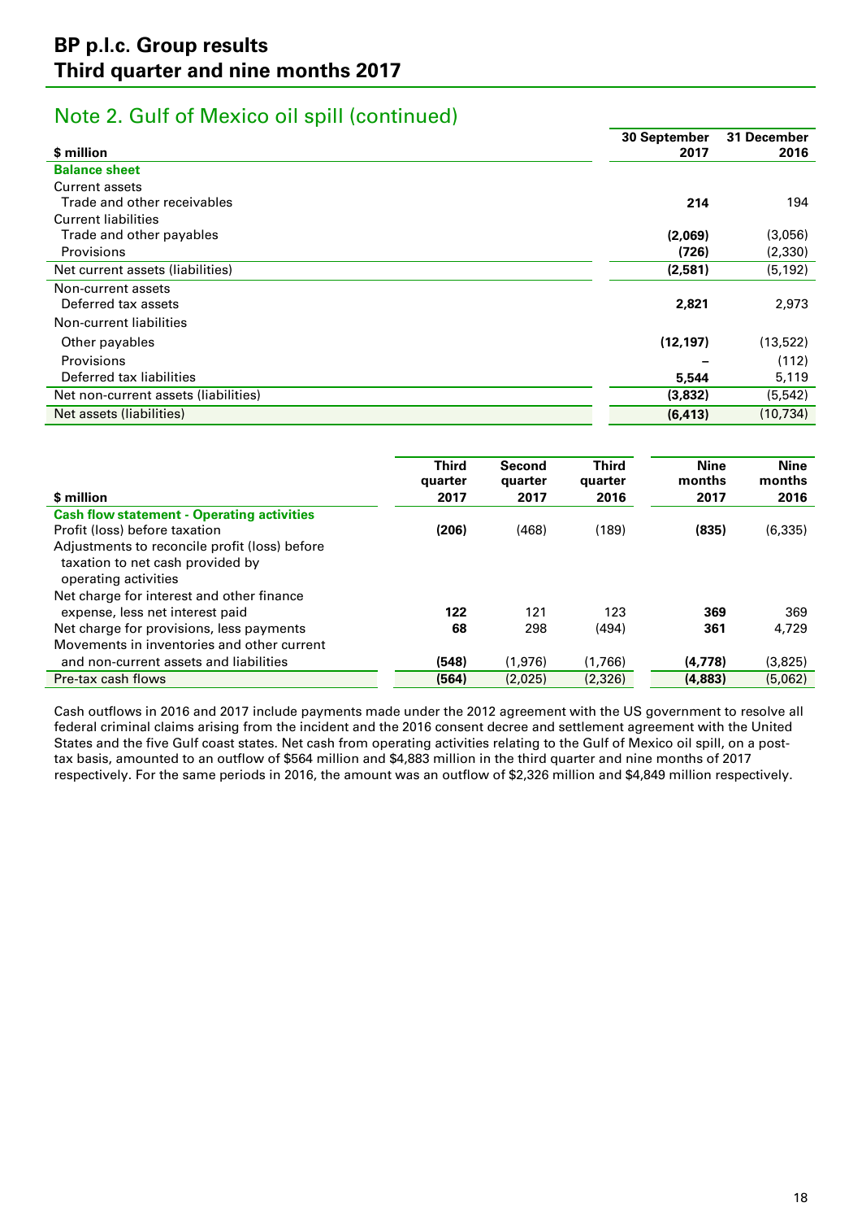## Note 2. Gulf of Mexico oil spill (continued)

| $ million | 30 September 2017 | 31 December 2016 |
|---|---|---|
| **Balance sheet** | | |
| Current assets | | |
| Trade and other receivables | **214** | 194 |
| Current liabilities | | |
| Trade and other payables | **(2,069)** | (3,056) |
| Provisions | **(726)** | (2,330) |
| Net current assets (liabilities) | **(2,581)** | (5,192) |
| Non-current assets | | |
| Deferred tax assets | **2,821** | 2,973 |
| Non-current liabilities | | |
| Other payables | **(12,197)** | (13,522) |
| Provisions | **–** | (112) |
| Deferred tax liabilities | **5,544** | 5,119 |
| Net non-current assets (liabilities) | **(3,832)** | (5,542) |
| Net assets (liabilities) | **(6,413)** | (10,734) |

| $ million | Third quarter 2017 | Second quarter 2017 | Third quarter 2016 | Nine months 2017 | Nine months 2016 |
|---|---|---|---|---|---|
| **Cash flow statement - Operating activities** | | | | | |
| Profit (loss) before taxation | **(206)** | (468) | (189) | **(835)** | (6,335) |
| Adjustments to reconcile profit (loss) before taxation to net cash provided by operating activities | | | | | |
| Net charge for interest and other finance expense, less net interest paid | **122** | 121 | 123 | **369** | 369 |
| Net charge for provisions, less payments | **68** | 298 | (494) | **361** | 4,729 |
| Movements in inventories and other current and non-current assets and liabilities | **(548)** | (1,976) | (1,766) | **(4,778)** | (3,825) |
| Pre-tax cash flows | **(564)** | (2,025) | (2,326) | **(4,883)** | (5,062) |

Cash outflows in 2016 and 2017 include payments made under the 2012 agreement with the US government to resolve all federal criminal claims arising from the incident and the 2016 consent decree and settlement agreement with the United States and the five Gulf coast states. Net cash from operating activities relating to the Gulf of Mexico oil spill, on a post-tax basis, amounted to an outflow of $564 million and $4,883 million in the third quarter and nine months of 2017 respectively. For the same periods in 2016, the amount was an outflow of $2,326 million and $4,849 million respectively.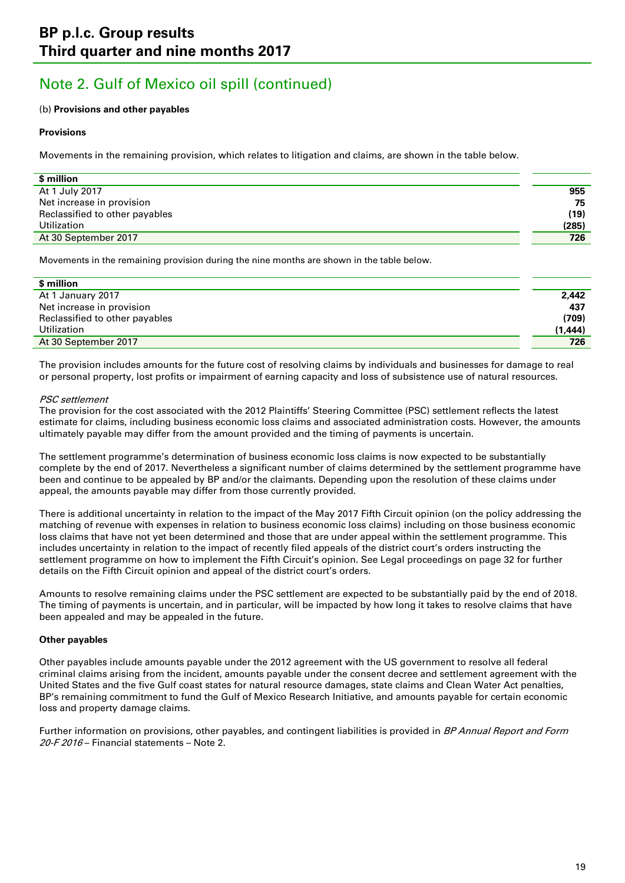## Note 2. Gulf of Mexico oil spill (continued)

(b) **Provisions and other payables**

**Provisions**

Movements in the remaining provision, which relates to litigation and claims, are shown in the table below.

| $ million | |
|---|---|
| At 1 July 2017 | 955 |
| Net increase in provision | 75 |
| Reclassified to other payables | (19) |
| Utilization | (285) |
| At 30 September 2017 | 726 |

Movements in the remaining provision during the nine months are shown in the table below.

| $ million | |
|---|---|
| At 1 January 2017 | 2,442 |
| Net increase in provision | 437 |
| Reclassified to other payables | (709) |
| Utilization | (1,444) |
| At 30 September 2017 | 726 |

The provision includes amounts for the future cost of resolving claims by individuals and businesses for damage to real or personal property, lost profits or impairment of earning capacity and loss of subsistence use of natural resources.

*PSC settlement*

The provision for the cost associated with the 2012 Plaintiffs' Steering Committee (PSC) settlement reflects the latest estimate for claims, including business economic loss claims and associated administration costs. However, the amounts ultimately payable may differ from the amount provided and the timing of payments is uncertain.

The settlement programme's determination of business economic loss claims is now expected to be substantially complete by the end of 2017. Nevertheless a significant number of claims determined by the settlement programme have been and continue to be appealed by BP and/or the claimants. Depending upon the resolution of these claims under appeal, the amounts payable may differ from those currently provided.

There is additional uncertainty in relation to the impact of the May 2017 Fifth Circuit opinion (on the policy addressing the matching of revenue with expenses in relation to business economic loss claims) including on those business economic loss claims that have not yet been determined and those that are under appeal within the settlement programme. This includes uncertainty in relation to the impact of recently filed appeals of the district court's orders instructing the settlement programme on how to implement the Fifth Circuit's opinion. See Legal proceedings on page 32 for further details on the Fifth Circuit opinion and appeal of the district court's orders.

Amounts to resolve remaining claims under the PSC settlement are expected to be substantially paid by the end of 2018. The timing of payments is uncertain, and in particular, will be impacted by how long it takes to resolve claims that have been appealed and may be appealed in the future.

**Other payables**

Other payables include amounts payable under the 2012 agreement with the US government to resolve all federal criminal claims arising from the incident, amounts payable under the consent decree and settlement agreement with the United States and the five Gulf coast states for natural resource damages, state claims and Clean Water Act penalties, BP's remaining commitment to fund the Gulf of Mexico Research Initiative, and amounts payable for certain economic loss and property damage claims.

Further information on provisions, other payables, and contingent liabilities is provided in *BP Annual Report and Form 20-F 2016* – Financial statements – Note 2.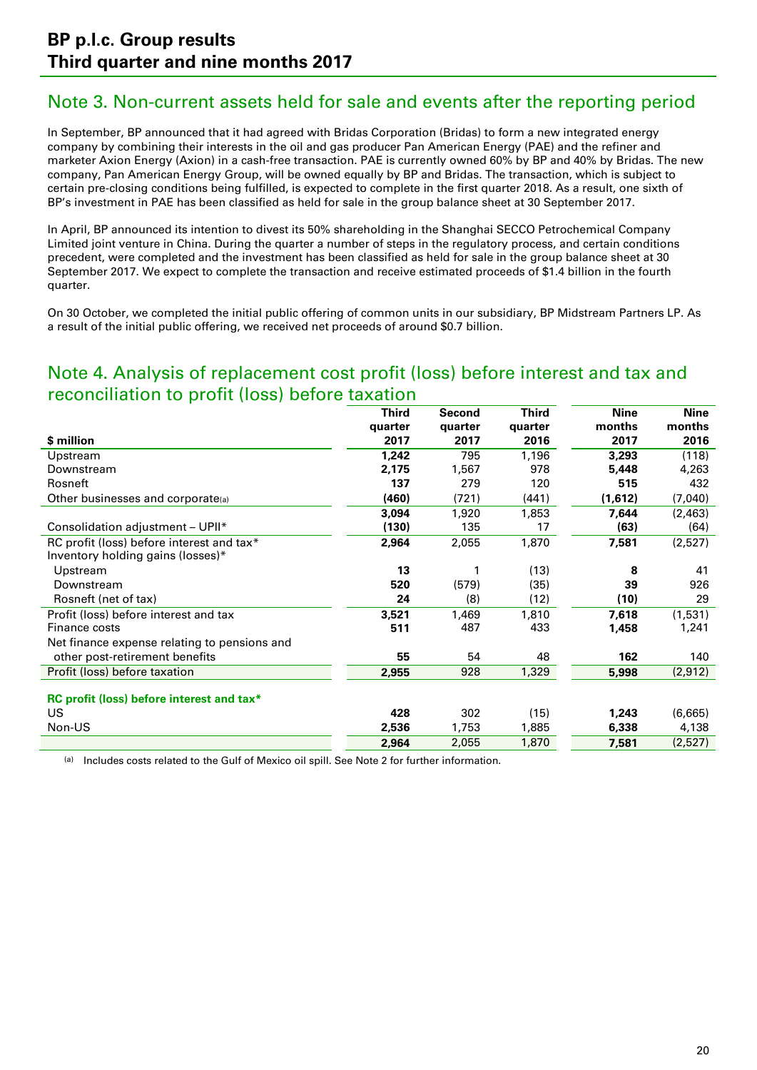## Note 3. Non-current assets held for sale and events after the reporting period

In September, BP announced that it had agreed with Bridas Corporation (Bridas) to form a new integrated energy company by combining their interests in the oil and gas producer Pan American Energy (PAE) and the refiner and marketer Axion Energy (Axion) in a cash-free transaction. PAE is currently owned 60% by BP and 40% by Bridas. The new company, Pan American Energy Group, will be owned equally by BP and Bridas. The transaction, which is subject to certain pre-closing conditions being fulfilled, is expected to complete in the first quarter 2018. As a result, one sixth of BP's investment in PAE has been classified as held for sale in the group balance sheet at 30 September 2017.

In April, BP announced its intention to divest its 50% shareholding in the Shanghai SECCO Petrochemical Company Limited joint venture in China. During the quarter a number of steps in the regulatory process, and certain conditions precedent, were completed and the investment has been classified as held for sale in the group balance sheet at 30 September 2017. We expect to complete the transaction and receive estimated proceeds of $1.4 billion in the fourth quarter.

On 30 October, we completed the initial public offering of common units in our subsidiary, BP Midstream Partners LP. As a result of the initial public offering, we received net proceeds of around $0.7 billion.

## Note 4. Analysis of replacement cost profit (loss) before interest and tax and reconciliation to profit (loss) before taxation

| $ million | Third quarter 2017 | Second quarter 2017 | Third quarter 2016 | Nine months 2017 | Nine months 2016 |
|---|---|---|---|---|---|
| Upstream | **1,242** | 795 | 1,196 | **3,293** | (118) |
| Downstream | **2,175** | 1,567 | 978 | **5,448** | 4,263 |
| Rosneft | **137** | 279 | 120 | **515** | 432 |
| Other businesses and corporate[a] | **(460)** | (721) | (441) | **(1,612)** | (7,040) |
| | **3,094** | 1,920 | 1,853 | **7,644** | (2,463) |
| Consolidation adjustment – UPII* | **(130)** | 135 | 17 | **(63)** | (64) |
| RC profit (loss) before interest and tax* | **2,964** | 2,055 | 1,870 | **7,581** | (2,527) |
| Inventory holding gains (losses)* | | | | | |
| Upstream | **13** | 1 | (13) | **8** | 41 |
| Downstream | **520** | (579) | (35) | **39** | 926 |
| Rosneft (net of tax) | **24** | (8) | (12) | **(10)** | 29 |
| Profit (loss) before interest and tax | **3,521** | 1,469 | 1,810 | **7,618** | (1,531) |
| Finance costs | **511** | 487 | 433 | **1,458** | 1,241 |
| Net finance expense relating to pensions and other post-retirement benefits | **55** | 54 | 48 | **162** | 140 |
| Profit (loss) before taxation | **2,955** | 928 | 1,329 | **5,998** | (2,912) |
| | | | | | |
| **RC profit (loss) before interest and tax*** | | | | | |
| US | **428** | 302 | (15) | **1,243** | (6,665) |
| Non-US | **2,536** | 1,753 | 1,885 | **6,338** | 4,138 |
| | **2,964** | 2,055 | 1,870 | **7,581** | (2,527) |

[a] Includes costs related to the Gulf of Mexico oil spill. See Note 2 for further information.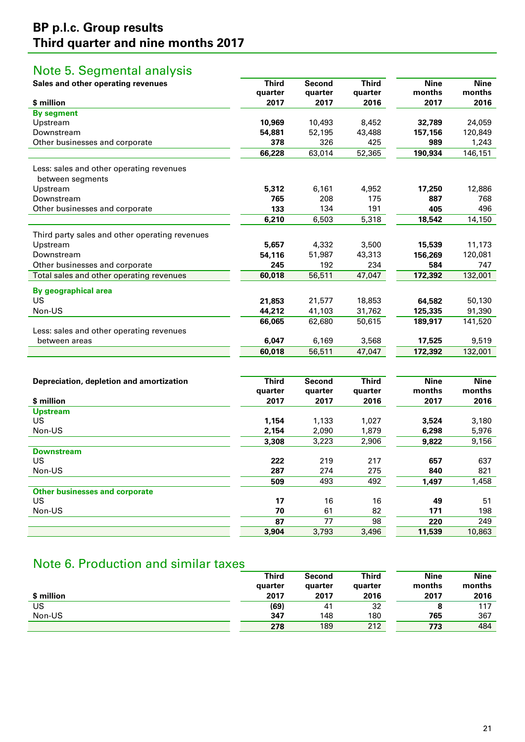## Note 5. Segmental analysis

| Sales and other operating revenues<br>$ million | Third quarter 2017 | Second quarter 2017 | Third quarter 2016 | Nine months 2017 | Nine months 2016 |
|---|---|---|---|---|---|
| **By segment** | | | | | |
| Upstream | **10,969** | 10,493 | 8,452 | **32,789** | 24,059 |
| Downstream | **54,881** | 52,195 | 43,488 | **157,156** | 120,849 |
| Other businesses and corporate | **378** | 326 | 425 | **989** | 1,243 |
| | **66,228** | 63,014 | 52,365 | **190,934** | 146,151 |
| Less: sales and other operating revenues between segments | | | | | |
| Upstream | **5,312** | 6,161 | 4,952 | **17,250** | 12,886 |
| Downstream | **765** | 208 | 175 | **887** | 768 |
| Other businesses and corporate | **133** | 134 | 191 | **405** | 496 |
| | **6,210** | 6,503 | 5,318 | **18,542** | 14,150 |
| Third party sales and other operating revenues | | | | | |
| Upstream | **5,657** | 4,332 | 3,500 | **15,539** | 11,173 |
| Downstream | **54,116** | 51,987 | 43,313 | **156,269** | 120,081 |
| Other businesses and corporate | **245** | 192 | 234 | **584** | 747 |
| Total sales and other operating revenues | **60,018** | 56,511 | 47,047 | **172,392** | 132,001 |
| **By geographical area** | | | | | |
| US | **21,853** | 21,577 | 18,853 | **64,582** | 50,130 |
| Non-US | **44,212** | 41,103 | 31,762 | **125,335** | 91,390 |
| | **66,065** | 62,680 | 50,615 | **189,917** | 141,520 |
| Less: sales and other operating revenues between areas | **6,047** | 6,169 | 3,568 | **17,525** | 9,519 |
| | **60,018** | 56,511 | 47,047 | **172,392** | 132,001 |

| Depreciation, depletion and amortization<br>$ million | Third quarter 2017 | Second quarter 2017 | Third quarter 2016 | Nine months 2017 | Nine months 2016 |
|---|---|---|---|---|---|
| **Upstream** | | | | | |
| US | **1,154** | 1,133 | 1,027 | **3,524** | 3,180 |
| Non-US | **2,154** | 2,090 | 1,879 | **6,298** | 5,976 |
| | **3,308** | 3,223 | 2,906 | **9,822** | 9,156 |
| **Downstream** | | | | | |
| US | **222** | 219 | 217 | **657** | 637 |
| Non-US | **287** | 274 | 275 | **840** | 821 |
| | **509** | 493 | 492 | **1,497** | 1,458 |
| **Other businesses and corporate** | | | | | |
| US | **17** | 16 | 16 | **49** | 51 |
| Non-US | **70** | 61 | 82 | **171** | 198 |
| | **87** | 77 | 98 | **220** | 249 |
| | **3,904** | 3,793 | 3,496 | **11,539** | 10,863 |

## Note 6. Production and similar taxes

| $ million | Third quarter 2017 | Second quarter 2017 | Third quarter 2016 | Nine months 2017 | Nine months 2016 |
|---|---|---|---|---|---|
| US | **(69)** | 41 | 32 | **8** | 117 |
| Non-US | **347** | 148 | 180 | **765** | 367 |
| | **278** | 189 | 212 | **773** | 484 |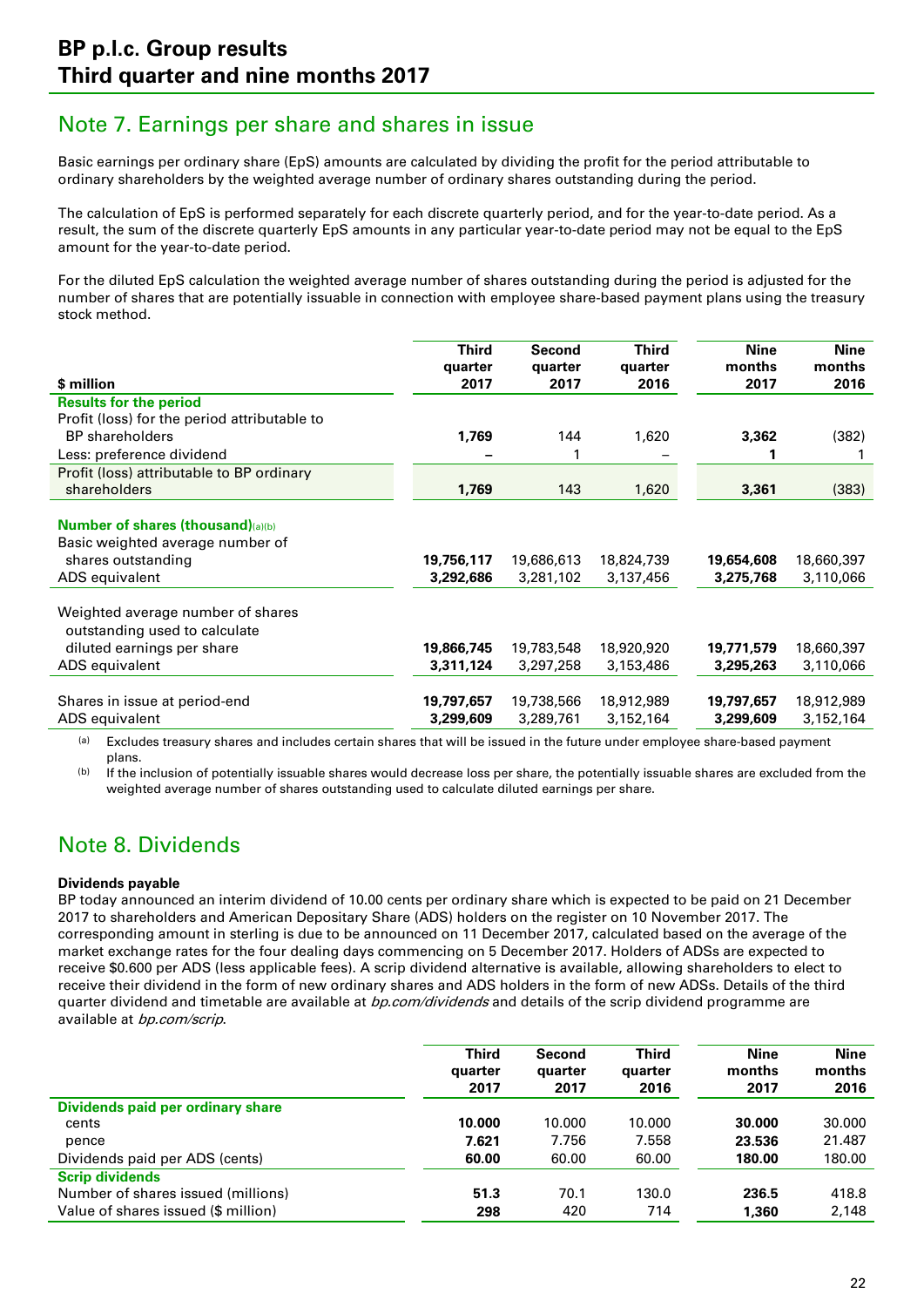## Note 7. Earnings per share and shares in issue

Basic earnings per ordinary share (EpS) amounts are calculated by dividing the profit for the period attributable to ordinary shareholders by the weighted average number of ordinary shares outstanding during the period.

The calculation of EpS is performed separately for each discrete quarterly period, and for the year-to-date period. As a result, the sum of the discrete quarterly EpS amounts in any particular year-to-date period may not be equal to the EpS amount for the year-to-date period.

For the diluted EpS calculation the weighted average number of shares outstanding during the period is adjusted for the number of shares that are potentially issuable in connection with employee share-based payment plans using the treasury stock method.

| $ million | Third quarter 2017 | Second quarter 2017 | Third quarter 2016 | Nine months 2017 | Nine months 2016 |
|---|---|---|---|---|---|
| **Results for the period** | | | | | |
| Profit (loss) for the period attributable to BP shareholders | **1,769** | 144 | 1,620 | **3,362** | (382) |
| Less: preference dividend | **–** | 1 | – | **1** | 1 |
| Profit (loss) attributable to BP ordinary shareholders | **1,769** | 143 | 1,620 | **3,361** | (383) |
| **Number of shares (thousand)**[(a)(b)] | | | | | |
| Basic weighted average number of shares outstanding | **19,756,117** | 19,686,613 | 18,824,739 | **19,654,608** | 18,660,397 |
| ADS equivalent | **3,292,686** | 3,281,102 | 3,137,456 | **3,275,768** | 3,110,066 |
| Weighted average number of shares outstanding used to calculate diluted earnings per share | **19,866,745** | 19,783,548 | 18,920,920 | **19,771,579** | 18,660,397 |
| ADS equivalent | **3,311,124** | 3,297,258 | 3,153,486 | **3,295,263** | 3,110,066 |
| Shares in issue at period-end | **19,797,657** | 19,738,566 | 18,912,989 | **19,797,657** | 18,912,989 |
| ADS equivalent | **3,299,609** | 3,289,761 | 3,152,164 | **3,299,609** | 3,152,164 |

(a) Excludes treasury shares and includes certain shares that will be issued in the future under employee share-based payment plans.

(b) If the inclusion of potentially issuable shares would decrease loss per share, the potentially issuable shares are excluded from the weighted average number of shares outstanding used to calculate diluted earnings per share.

## Note 8. Dividends

**Dividends payable**

BP today announced an interim dividend of 10.00 cents per ordinary share which is expected to be paid on 21 December 2017 to shareholders and American Depositary Share (ADS) holders on the register on 10 November 2017. The corresponding amount in sterling is due to be announced on 11 December 2017, calculated based on the average of the market exchange rates for the four dealing days commencing on 5 December 2017. Holders of ADSs are expected to receive $0.600 per ADS (less applicable fees). A scrip dividend alternative is available, allowing shareholders to elect to receive their dividend in the form of new ordinary shares and ADS holders in the form of new ADSs. Details of the third quarter dividend and timetable are available at *bp.com/dividends* and details of the scrip dividend programme are available at *bp.com/scrip*.

| | Third quarter 2017 | Second quarter 2017 | Third quarter 2016 | Nine months 2017 | Nine months 2016 |
|---|---|---|---|---|---|
| **Dividends paid per ordinary share** | | | | | |
| cents | **10.000** | 10.000 | 10.000 | **30.000** | 30.000 |
| pence | **7.621** | 7.756 | 7.558 | **23.536** | 21.487 |
| Dividends paid per ADS (cents) | **60.00** | 60.00 | 60.00 | **180.00** | 180.00 |
| **Scrip dividends** | | | | | |
| Number of shares issued (millions) | **51.3** | 70.1 | 130.0 | **236.5** | 418.8 |
| Value of shares issued ($ million) | **298** | 420 | 714 | **1,360** | 2,148 |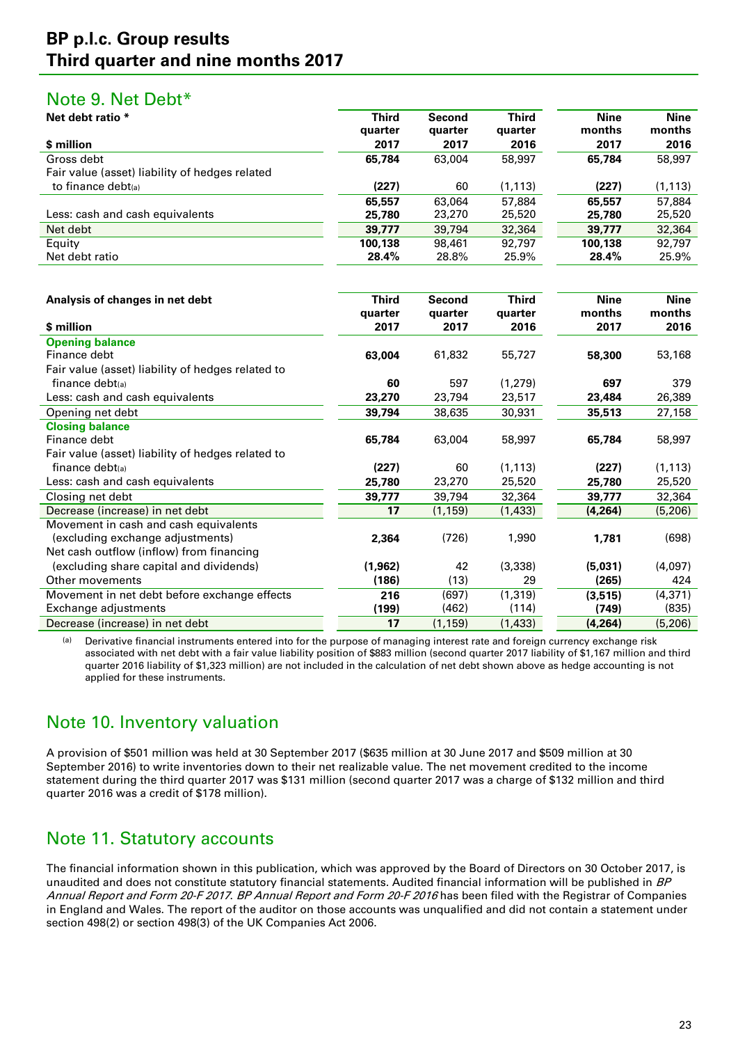## Note 9. Net Debt*

| Net debt ratio * <br> $ million | Third quarter 2017 | Second quarter 2017 | Third quarter 2016 | Nine months 2017 | Nine months 2016 |
|---|---|---|---|---|---|
| Gross debt | **65,784** | 63,004 | 58,997 | **65,784** | 58,997 |
| Fair value (asset) liability of hedges related to finance debt(a) | **(227)** | 60 | (1,113) | **(227)** | (1,113) |
| | **65,557** | 63,064 | 57,884 | **65,557** | 57,884 |
| Less: cash and cash equivalents | **25,780** | 23,270 | 25,520 | **25,780** | 25,520 |
| Net debt | **39,777** | 39,794 | 32,364 | **39,777** | 32,364 |
| Equity | **100,138** | 98,461 | 92,797 | **100,138** | 92,797 |
| Net debt ratio | **28.4%** | 28.8% | 25.9% | **28.4%** | 25.9% |

| Analysis of changes in net debt <br> $ million | Third quarter 2017 | Second quarter 2017 | Third quarter 2016 | Nine months 2017 | Nine months 2016 |
|---|---|---|---|---|---|
| **Opening balance** | | | | | |
| Finance debt | **63,004** | 61,832 | 55,727 | **58,300** | 53,168 |
| Fair value (asset) liability of hedges related to finance debt(a) | **60** | 597 | (1,279) | **697** | 379 |
| Less: cash and cash equivalents | **23,270** | 23,794 | 23,517 | **23,484** | 26,389 |
| Opening net debt | **39,794** | 38,635 | 30,931 | **35,513** | 27,158 |
| **Closing balance** | | | | | |
| Finance debt | **65,784** | 63,004 | 58,997 | **65,784** | 58,997 |
| Fair value (asset) liability of hedges related to finance debt(a) | **(227)** | 60 | (1,113) | **(227)** | (1,113) |
| Less: cash and cash equivalents | **25,780** | 23,270 | 25,520 | **25,780** | 25,520 |
| Closing net debt | **39,777** | 39,794 | 32,364 | **39,777** | 32,364 |
| Decrease (increase) in net debt | **17** | (1,159) | (1,433) | **(4,264)** | (5,206) |
| Movement in cash and cash equivalents (excluding exchange adjustments) | **2,364** | (726) | 1,990 | **1,781** | (698) |
| Net cash outflow (inflow) from financing (excluding share capital and dividends) | **(1,962)** | 42 | (3,338) | **(5,031)** | (4,097) |
| Other movements | **(186)** | (13) | 29 | **(265)** | 424 |
| Movement in net debt before exchange effects | **216** | (697) | (1,319) | **(3,515)** | (4,371) |
| Exchange adjustments | **(199)** | (462) | (114) | **(749)** | (835) |
| Decrease (increase) in net debt | **17** | (1,159) | (1,433) | **(4,264)** | (5,206) |

(a) Derivative financial instruments entered into for the purpose of managing interest rate and foreign currency exchange risk associated with net debt with a fair value liability position of $883 million (second quarter 2017 liability of $1,167 million and third quarter 2016 liability of $1,323 million) are not included in the calculation of net debt shown above as hedge accounting is not applied for these instruments.

## Note 10. Inventory valuation

A provision of $501 million was held at 30 September 2017 ($635 million at 30 June 2017 and $509 million at 30 September 2016) to write inventories down to their net realizable value. The net movement credited to the income statement during the third quarter 2017 was $131 million (second quarter 2017 was a charge of $132 million and third quarter 2016 was a credit of $178 million).

## Note 11. Statutory accounts

The financial information shown in this publication, which was approved by the Board of Directors on 30 October 2017, is unaudited and does not constitute statutory financial statements. Audited financial information will be published in *BP Annual Report and Form 20-F 2017*. *BP Annual Report and Form 20-F 2016* has been filed with the Registrar of Companies in England and Wales. The report of the auditor on those accounts was unqualified and did not contain a statement under section 498(2) or section 498(3) of the UK Companies Act 2006.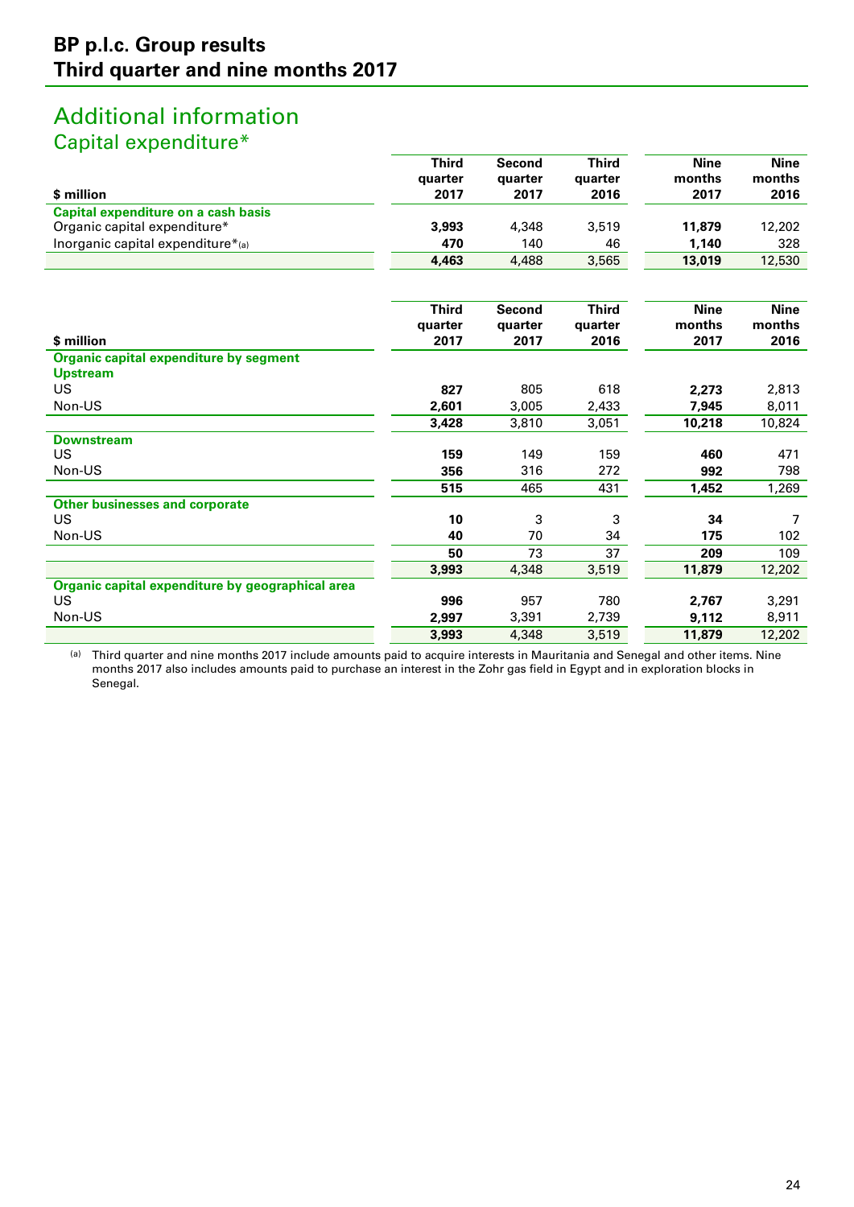## Additional information

### Capital expenditure*

| $ million | Third quarter 2017 | Second quarter 2017 | Third quarter 2016 | Nine months 2017 | Nine months 2016 |
|---|---|---|---|---|---|
| **Capital expenditure on a cash basis** | | | | | |
| Organic capital expenditure* | **3,993** | 4,348 | 3,519 | **11,879** | 12,202 |
| Inorganic capital expenditure*[(a)] | **470** | 140 | 46 | **1,140** | 328 |
| | **4,463** | 4,488 | 3,565 | **13,019** | 12,530 |

| $ million | Third quarter 2017 | Second quarter 2017 | Third quarter 2016 | Nine months 2017 | Nine months 2016 |
|---|---|---|---|---|---|
| **Organic capital expenditure by segment** | | | | | |
| **Upstream** | | | | | |
| US | **827** | 805 | 618 | **2,273** | 2,813 |
| Non-US | **2,601** | 3,005 | 2,433 | **7,945** | 8,011 |
| | **3,428** | 3,810 | 3,051 | **10,218** | 10,824 |
| **Downstream** | | | | | |
| US | **159** | 149 | 159 | **460** | 471 |
| Non-US | **356** | 316 | 272 | **992** | 798 |
| | **515** | 465 | 431 | **1,452** | 1,269 |
| **Other businesses and corporate** | | | | | |
| US | **10** | 3 | 3 | **34** | 7 |
| Non-US | **40** | 70 | 34 | **175** | 102 |
| | **50** | 73 | 37 | **209** | 109 |
| | **3,993** | 4,348 | 3,519 | **11,879** | 12,202 |
| **Organic capital expenditure by geographical area** | | | | | |
| US | **996** | 957 | 780 | **2,767** | 3,291 |
| Non-US | **2,997** | 3,391 | 2,739 | **9,112** | 8,911 |
| | **3,993** | 4,348 | 3,519 | **11,879** | 12,202 |

[(a)] Third quarter and nine months 2017 include amounts paid to acquire interests in Mauritania and Senegal and other items. Nine months 2017 also includes amounts paid to purchase an interest in the Zohr gas field in Egypt and in exploration blocks in Senegal.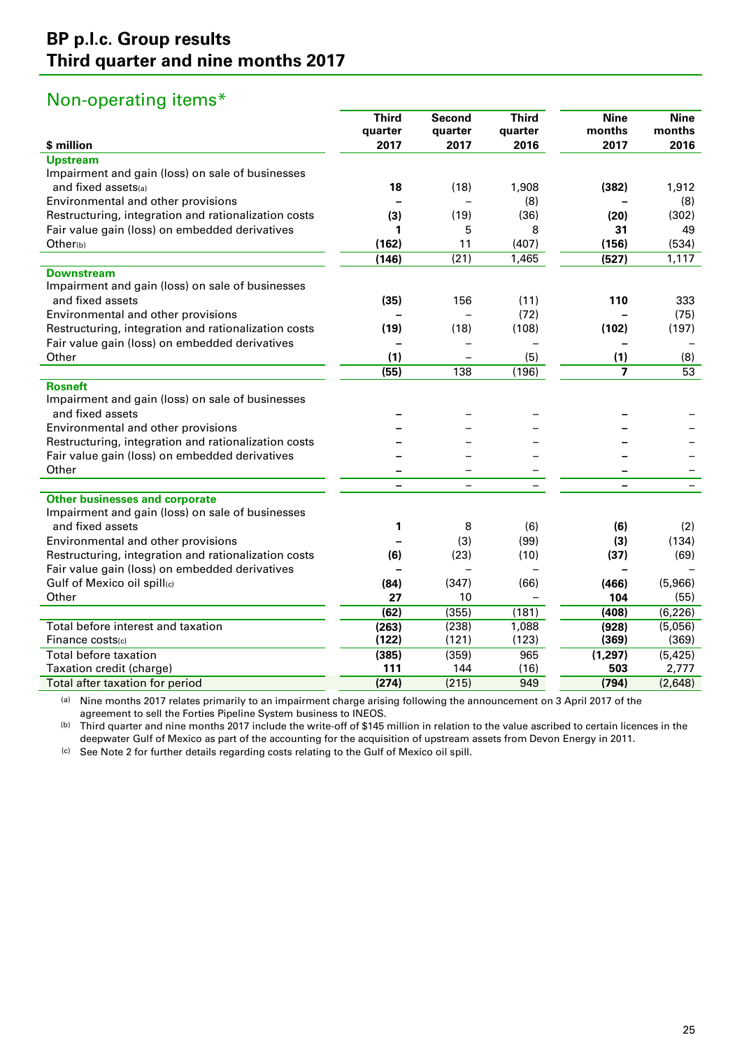## Non-operating items*

| $ million | Third quarter 2017 | Second quarter 2017 | Third quarter 2016 | Nine months 2017 | Nine months 2016 |
|---|---|---|---|---|---|
| **Upstream** | | | | | |
| Impairment and gain (loss) on sale of businesses and fixed assets[(a)] | **18** | (18) | 1,908 | **(382)** | 1,912 |
| Environmental and other provisions | **–** | – | (8) | **–** | (8) |
| Restructuring, integration and rationalization costs | **(3)** | (19) | (36) | **(20)** | (302) |
| Fair value gain (loss) on embedded derivatives | **1** | 5 | 8 | **31** | 49 |
| Other[(b)] | **(162)** | 11 | (407) | **(156)** | (534) |
| | **(146)** | (21) | 1,465 | **(527)** | 1,117 |
| **Downstream** | | | | | |
| Impairment and gain (loss) on sale of businesses and fixed assets | **(35)** | 156 | (11) | **110** | 333 |
| Environmental and other provisions | **–** | – | (72) | **–** | (75) |
| Restructuring, integration and rationalization costs | **(19)** | (18) | (108) | **(102)** | (197) |
| Fair value gain (loss) on embedded derivatives | **–** | – | – | **–** | – |
| Other | **(1)** | – | (5) | **(1)** | (8) |
| | **(55)** | 138 | (196) | **7** | 53 |
| **Rosneft** | | | | | |
| Impairment and gain (loss) on sale of businesses and fixed assets | **–** | – | – | **–** | – |
| Environmental and other provisions | **–** | – | – | **–** | – |
| Restructuring, integration and rationalization costs | **–** | – | – | **–** | – |
| Fair value gain (loss) on embedded derivatives | **–** | – | – | **–** | – |
| Other | **–** | – | – | **–** | – |
| | **–** | – | – | **–** | – |
| **Other businesses and corporate** | | | | | |
| Impairment and gain (loss) on sale of businesses and fixed assets | **1** | 8 | (6) | **(6)** | (2) |
| Environmental and other provisions | **–** | (3) | (99) | **(3)** | (134) |
| Restructuring, integration and rationalization costs | **(6)** | (23) | (10) | **(37)** | (69) |
| Fair value gain (loss) on embedded derivatives | **–** | – | – | **–** | – |
| Gulf of Mexico oil spill[(c)] | **(84)** | (347) | (66) | **(466)** | (5,966) |
| Other | **27** | 10 | – | **104** | (55) |
| | **(62)** | (355) | (181) | **(408)** | (6,226) |
| Total before interest and taxation | **(263)** | (238) | 1,088 | **(928)** | (5,056) |
| Finance costs[(c)] | **(122)** | (121) | (123) | **(369)** | (369) |
| Total before taxation | **(385)** | (359) | 965 | **(1,297)** | (5,425) |
| Taxation credit (charge) | **111** | 144 | (16) | **503** | 2,777 |
| Total after taxation for period | **(274)** | (215) | 949 | **(794)** | (2,648) |

(a) Nine months 2017 relates primarily to an impairment charge arising following the announcement on 3 April 2017 of the agreement to sell the Forties Pipeline System business to INEOS.

(b) Third quarter and nine months 2017 include the write-off of $145 million in relation to the value ascribed to certain licences in the deepwater Gulf of Mexico as part of the accounting for the acquisition of upstream assets from Devon Energy in 2011.

(c) See Note 2 for further details regarding costs relating to the Gulf of Mexico oil spill.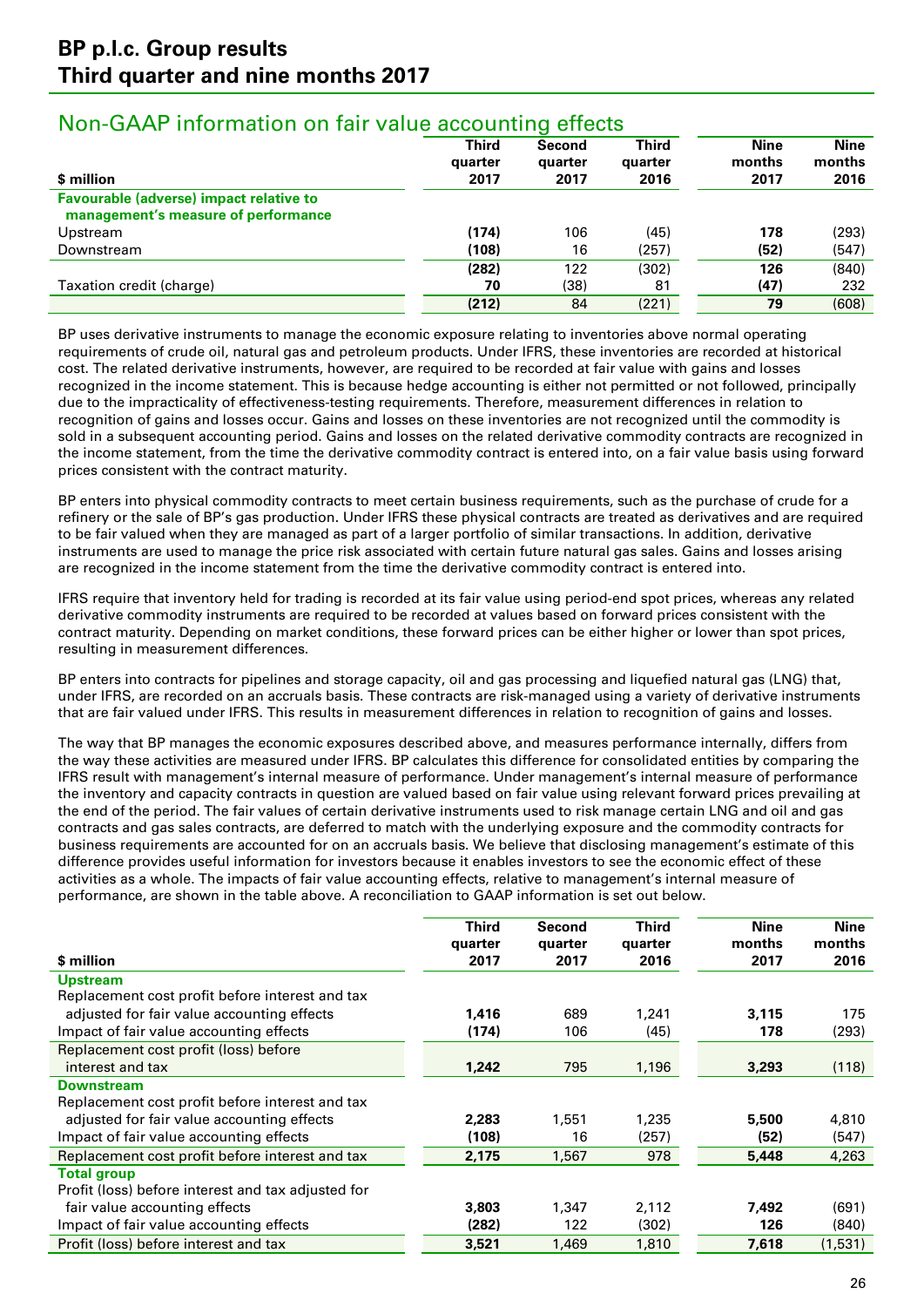## Non-GAAP information on fair value accounting effects

| $ million | Third quarter 2017 | Second quarter 2017 | Third quarter 2016 | Nine months 2017 | Nine months 2016 |
|---|---|---|---|---|---|
| **Favourable (adverse) impact relative to management's measure of performance** | | | | | |
| Upstream | **(174)** | 106 | (45) | **178** | (293) |
| Downstream | **(108)** | 16 | (257) | **(52)** | (547) |
| | **(282)** | 122 | (302) | **126** | (840) |
| Taxation credit (charge) | **70** | (38) | 81 | **(47)** | 232 |
| | **(212)** | 84 | (221) | **79** | (608) |

BP uses derivative instruments to manage the economic exposure relating to inventories above normal operating requirements of crude oil, natural gas and petroleum products. Under IFRS, these inventories are recorded at historical cost. The related derivative instruments, however, are required to be recorded at fair value with gains and losses recognized in the income statement. This is because hedge accounting is either not permitted or not followed, principally due to the impracticality of effectiveness-testing requirements. Therefore, measurement differences in relation to recognition of gains and losses occur. Gains and losses on these inventories are not recognized until the commodity is sold in a subsequent accounting period. Gains and losses on the related derivative commodity contracts are recognized in the income statement, from the time the derivative commodity contract is entered into, on a fair value basis using forward prices consistent with the contract maturity.

BP enters into physical commodity contracts to meet certain business requirements, such as the purchase of crude for a refinery or the sale of BP's gas production. Under IFRS these physical contracts are treated as derivatives and are required to be fair valued when they are managed as part of a larger portfolio of similar transactions. In addition, derivative instruments are used to manage the price risk associated with certain future natural gas sales. Gains and losses arising are recognized in the income statement from the time the derivative commodity contract is entered into.

IFRS require that inventory held for trading is recorded at its fair value using period-end spot prices, whereas any related derivative commodity instruments are required to be recorded at values based on forward prices consistent with the contract maturity. Depending on market conditions, these forward prices can be either higher or lower than spot prices, resulting in measurement differences.

BP enters into contracts for pipelines and storage capacity, oil and gas processing and liquefied natural gas (LNG) that, under IFRS, are recorded on an accruals basis. These contracts are risk-managed using a variety of derivative instruments that are fair valued under IFRS. This results in measurement differences in relation to recognition of gains and losses.

The way that BP manages the economic exposures described above, and measures performance internally, differs from the way these activities are measured under IFRS. BP calculates this difference for consolidated entities by comparing the IFRS result with management's internal measure of performance. Under management's internal measure of performance the inventory and capacity contracts in question are valued based on fair value using relevant forward prices prevailing at the end of the period. The fair values of certain derivative instruments used to risk manage certain LNG and oil and gas contracts and gas sales contracts, are deferred to match with the underlying exposure and the commodity contracts for business requirements are accounted for on an accruals basis. We believe that disclosing management's estimate of this difference provides useful information for investors because it enables investors to see the economic effect of these activities as a whole. The impacts of fair value accounting effects, relative to management's internal measure of performance, are shown in the table above. A reconciliation to GAAP information is set out below.

| $ million | Third quarter 2017 | Second quarter 2017 | Third quarter 2016 | Nine months 2017 | Nine months 2016 |
|---|---|---|---|---|---|
| **Upstream** | | | | | |
| Replacement cost profit before interest and tax adjusted for fair value accounting effects | **1,416** | 689 | 1,241 | **3,115** | 175 |
| Impact of fair value accounting effects | **(174)** | 106 | (45) | **178** | (293) |
| Replacement cost profit (loss) before interest and tax | **1,242** | 795 | 1,196 | **3,293** | (118) |
| **Downstream** | | | | | |
| Replacement cost profit before interest and tax adjusted for fair value accounting effects | **2,283** | 1,551 | 1,235 | **5,500** | 4,810 |
| Impact of fair value accounting effects | **(108)** | 16 | (257) | **(52)** | (547) |
| Replacement cost profit before interest and tax | **2,175** | 1,567 | 978 | **5,448** | 4,263 |
| **Total group** | | | | | |
| Profit (loss) before interest and tax adjusted for fair value accounting effects | **3,803** | 1,347 | 2,112 | **7,492** | (691) |
| Impact of fair value accounting effects | **(282)** | 122 | (302) | **126** | (840) |
| Profit (loss) before interest and tax | **3,521** | 1,469 | 1,810 | **7,618** | (1,531) |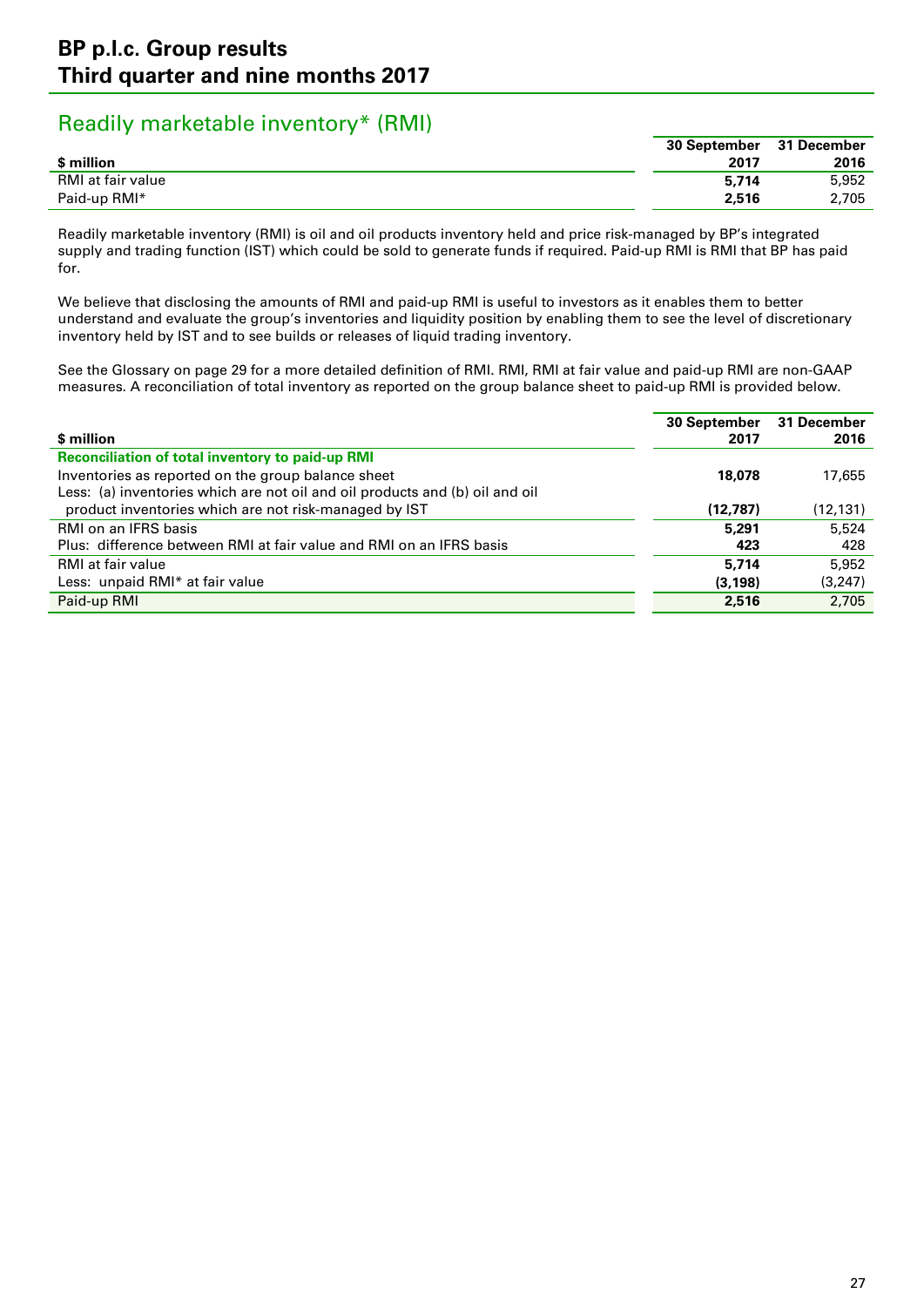# BP p.l.c. Group results
# Third quarter and nine months 2017

## Readily marketable inventory* (RMI)

| $ million | 30 September 2017 | 31 December 2016 |
|---|---|---|
| RMI at fair value | **5,714** | 5,952 |
| Paid-up RMI* | **2,516** | 2,705 |

Readily marketable inventory (RMI) is oil and oil products inventory held and price risk-managed by BP's integrated supply and trading function (IST) which could be sold to generate funds if required. Paid-up RMI is RMI that BP has paid for.

We believe that disclosing the amounts of RMI and paid-up RMI is useful to investors as it enables them to better understand and evaluate the group's inventories and liquidity position by enabling them to see the level of discretionary inventory held by IST and to see builds or releases of liquid trading inventory.

See the Glossary on page 29 for a more detailed definition of RMI. RMI, RMI at fair value and paid-up RMI are non-GAAP measures. A reconciliation of total inventory as reported on the group balance sheet to paid-up RMI is provided below.

| $ million | 30 September 2017 | 31 December 2016 |
|---|---|---|
| **Reconciliation of total inventory to paid-up RMI** | | |
| Inventories as reported on the group balance sheet | **18,078** | 17,655 |
| Less: (a) inventories which are not oil and oil products and (b) oil and oil product inventories which are not risk-managed by IST | **(12,787)** | (12,131) |
| RMI on an IFRS basis | **5,291** | 5,524 |
| Plus: difference between RMI at fair value and RMI on an IFRS basis | **423** | 428 |
| RMI at fair value | **5,714** | 5,952 |
| Less: unpaid RMI* at fair value | **(3,198)** | (3,247) |
| Paid-up RMI | **2,516** | 2,705 |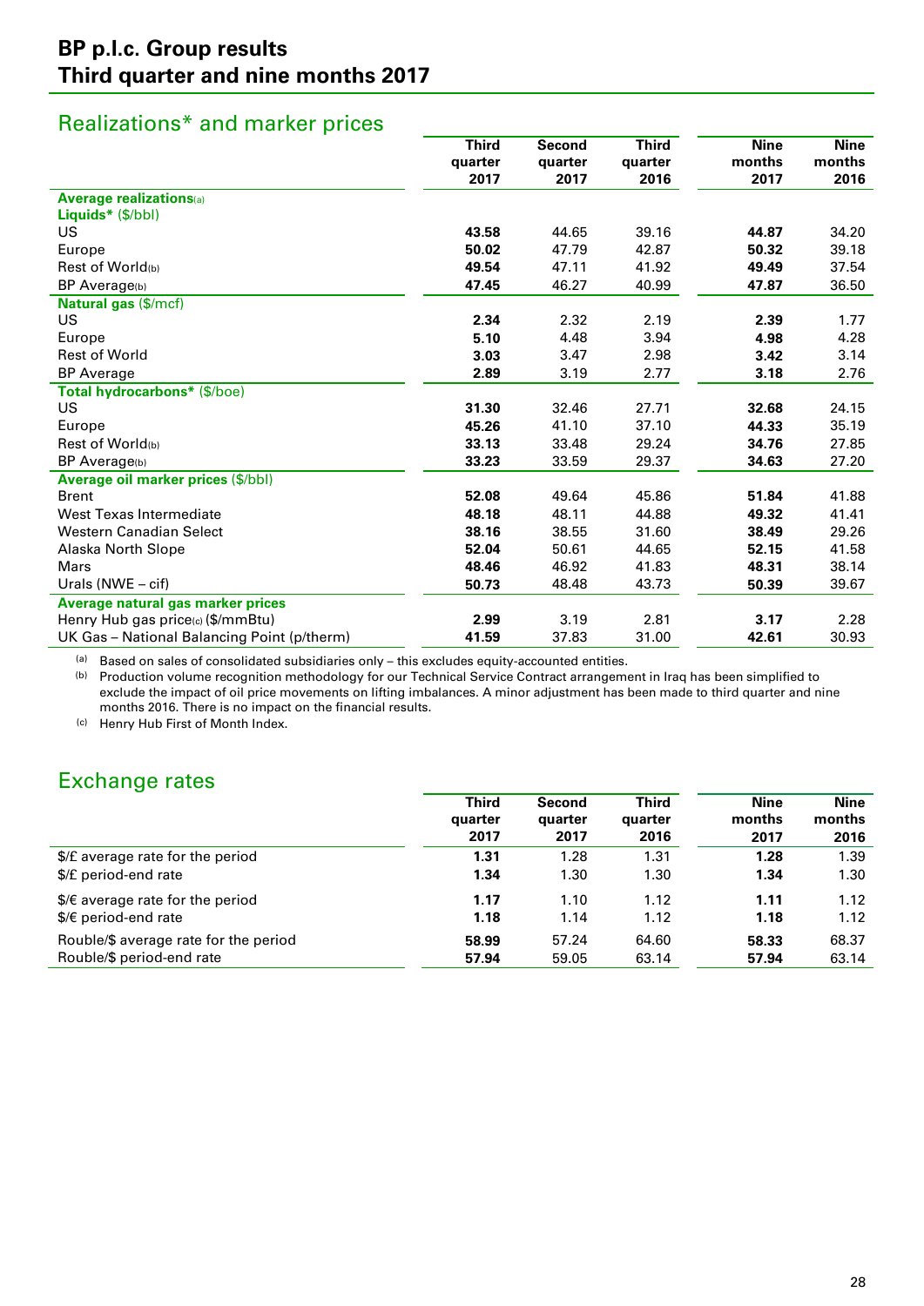# BP p.l.c. Group results
## Third quarter and nine months 2017

## Realizations* and marker prices

| | Third quarter 2017 | Second quarter 2017 | Third quarter 2016 | Nine months 2017 | Nine months 2016 |
|---|---|---|---|---|---|
| **Average realizations**[(a)] | | | | | |
| **Liquids*** ($/bbl) | | | | | |
| US | **43.58** | 44.65 | 39.16 | **44.87** | 34.20 |
| Europe | **50.02** | 47.79 | 42.87 | **50.32** | 39.18 |
| Rest of World[(b)] | **49.54** | 47.11 | 41.92 | **49.49** | 37.54 |
| BP Average[(b)] | **47.45** | 46.27 | 40.99 | **47.87** | 36.50 |
| **Natural gas** ($/mcf) | | | | | |
| US | **2.34** | 2.32 | 2.19 | **2.39** | 1.77 |
| Europe | **5.10** | 4.48 | 3.94 | **4.98** | 4.28 |
| Rest of World | **3.03** | 3.47 | 2.98 | **3.42** | 3.14 |
| BP Average | **2.89** | 3.19 | 2.77 | **3.18** | 2.76 |
| **Total hydrocarbons*** ($/boe) | | | | | |
| US | **31.30** | 32.46 | 27.71 | **32.68** | 24.15 |
| Europe | **45.26** | 41.10 | 37.10 | **44.33** | 35.19 |
| Rest of World[(b)] | **33.13** | 33.48 | 29.24 | **34.76** | 27.85 |
| BP Average[(b)] | **33.23** | 33.59 | 29.37 | **34.63** | 27.20 |
| **Average oil marker prices** ($/bbl) | | | | | |
| Brent | **52.08** | 49.64 | 45.86 | **51.84** | 41.88 |
| West Texas Intermediate | **48.18** | 48.11 | 44.88 | **49.32** | 41.41 |
| Western Canadian Select | **38.16** | 38.55 | 31.60 | **38.49** | 29.26 |
| Alaska North Slope | **52.04** | 50.61 | 44.65 | **52.15** | 41.58 |
| Mars | **48.46** | 46.92 | 41.83 | **48.31** | 38.14 |
| Urals (NWE – cif) | **50.73** | 48.48 | 43.73 | **50.39** | 39.67 |
| **Average natural gas marker prices** | | | | | |
| Henry Hub gas price[(c)] ($/mmBtu) | **2.99** | 3.19 | 2.81 | **3.17** | 2.28 |
| UK Gas – National Balancing Point (p/therm) | **41.59** | 37.83 | 31.00 | **42.61** | 30.93 |

(a) Based on sales of consolidated subsidiaries only – this excludes equity-accounted entities.
(b) Production volume recognition methodology for our Technical Service Contract arrangement in Iraq has been simplified to exclude the impact of oil price movements on lifting imbalances. A minor adjustment has been made to third quarter and nine months 2016. There is no impact on the financial results.
(c) Henry Hub First of Month Index.

## Exchange rates

| | Third quarter 2017 | Second quarter 2017 | Third quarter 2016 | Nine months 2017 | Nine months 2016 |
|---|---|---|---|---|---|
| $/£ average rate for the period | **1.31** | 1.28 | 1.31 | **1.28** | 1.39 |
| $/£ period-end rate | **1.34** | 1.30 | 1.30 | **1.34** | 1.30 |
| $/€ average rate for the period | **1.17** | 1.10 | 1.12 | **1.11** | 1.12 |
| $/€ period-end rate | **1.18** | 1.14 | 1.12 | **1.18** | 1.12 |
| Rouble/$ average rate for the period | **58.99** | 57.24 | 64.60 | **58.33** | 68.37 |
| Rouble/$ period-end rate | **57.94** | 59.05 | 63.14 | **57.94** | 63.14 |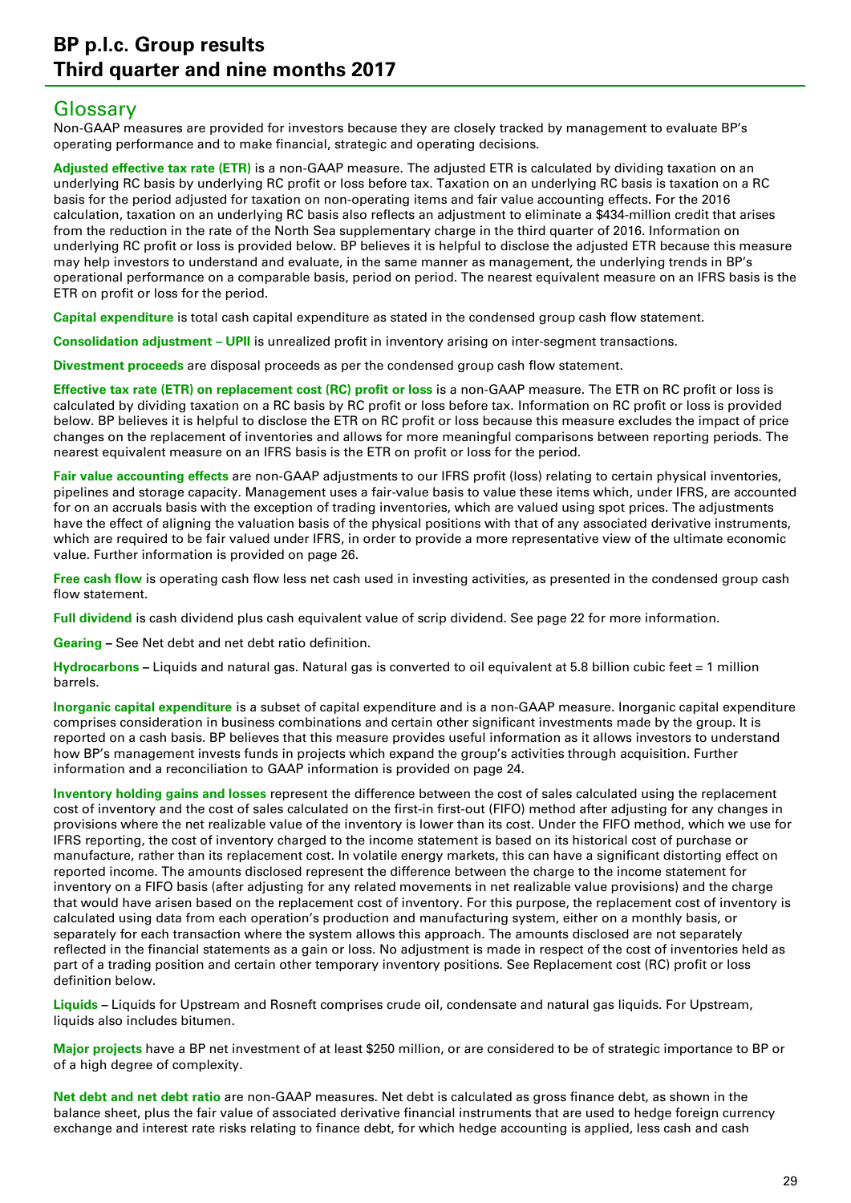## Glossary

Non-GAAP measures are provided for investors because they are closely tracked by management to evaluate BP's operating performance and to make financial, strategic and operating decisions.

**Adjusted effective tax rate (ETR)** is a non-GAAP measure. The adjusted ETR is calculated by dividing taxation on an underlying RC basis by underlying RC profit or loss before tax. Taxation on an underlying RC basis is taxation on a RC basis for the period adjusted for taxation on non-operating items and fair value accounting effects. For the 2016 calculation, taxation on an underlying RC basis also reflects an adjustment to eliminate a $434-million credit that arises from the reduction in the rate of the North Sea supplementary charge in the third quarter of 2016. Information on underlying RC profit or loss is provided below. BP believes it is helpful to disclose the adjusted ETR because this measure may help investors to understand and evaluate, in the same manner as management, the underlying trends in BP's operational performance on a comparable basis, period on period. The nearest equivalent measure on an IFRS basis is the ETR on profit or loss for the period.

**Capital expenditure** is total cash capital expenditure as stated in the condensed group cash flow statement.

**Consolidation adjustment – UPII** is unrealized profit in inventory arising on inter-segment transactions.

**Divestment proceeds** are disposal proceeds as per the condensed group cash flow statement.

**Effective tax rate (ETR) on replacement cost (RC) profit or loss** is a non-GAAP measure. The ETR on RC profit or loss is calculated by dividing taxation on a RC basis by RC profit or loss before tax. Information on RC profit or loss is provided below. BP believes it is helpful to disclose the ETR on RC profit or loss because this measure excludes the impact of price changes on the replacement of inventories and allows for more meaningful comparisons between reporting periods. The nearest equivalent measure on an IFRS basis is the ETR on profit or loss for the period.

**Fair value accounting effects** are non-GAAP adjustments to our IFRS profit (loss) relating to certain physical inventories, pipelines and storage capacity. Management uses a fair-value basis to value these items which, under IFRS, are accounted for on an accruals basis with the exception of trading inventories, which are valued using spot prices. The adjustments have the effect of aligning the valuation basis of the physical positions with that of any associated derivative instruments, which are required to be fair valued under IFRS, in order to provide a more representative view of the ultimate economic value. Further information is provided on page 26.

**Free cash flow** is operating cash flow less net cash used in investing activities, as presented in the condensed group cash flow statement.

**Full dividend** is cash dividend plus cash equivalent value of scrip dividend. See page 22 for more information.

**Gearing** – See Net debt and net debt ratio definition.

**Hydrocarbons** – Liquids and natural gas. Natural gas is converted to oil equivalent at 5.8 billion cubic feet = 1 million barrels.

**Inorganic capital expenditure** is a subset of capital expenditure and is a non-GAAP measure. Inorganic capital expenditure comprises consideration in business combinations and certain other significant investments made by the group. It is reported on a cash basis. BP believes that this measure provides useful information as it allows investors to understand how BP's management invests funds in projects which expand the group's activities through acquisition. Further information and a reconciliation to GAAP information is provided on page 24.

**Inventory holding gains and losses** represent the difference between the cost of sales calculated using the replacement cost of inventory and the cost of sales calculated on the first-in first-out (FIFO) method after adjusting for any changes in provisions where the net realizable value of the inventory is lower than its cost. Under the FIFO method, which we use for IFRS reporting, the cost of inventory charged to the income statement is based on its historical cost of purchase or manufacture, rather than its replacement cost. In volatile energy markets, this can have a significant distorting effect on reported income. The amounts disclosed represent the difference between the charge to the income statement for inventory on a FIFO basis (after adjusting for any related movements in net realizable value provisions) and the charge that would have arisen based on the replacement cost of inventory. For this purpose, the replacement cost of inventory is calculated using data from each operation's production and manufacturing system, either on a monthly basis, or separately for each transaction where the system allows this approach. The amounts disclosed are not separately reflected in the financial statements as a gain or loss. No adjustment is made in respect of the cost of inventories held as part of a trading position and certain other temporary inventory positions. See Replacement cost (RC) profit or loss definition below.

**Liquids** – Liquids for Upstream and Rosneft comprises crude oil, condensate and natural gas liquids. For Upstream, liquids also includes bitumen.

**Major projects** have a BP net investment of at least $250 million, or are considered to be of strategic importance to BP or of a high degree of complexity.

**Net debt and net debt ratio** are non-GAAP measures. Net debt is calculated as gross finance debt, as shown in the balance sheet, plus the fair value of associated derivative financial instruments that are used to hedge foreign currency exchange and interest rate risks relating to finance debt, for which hedge accounting is applied, less cash and cash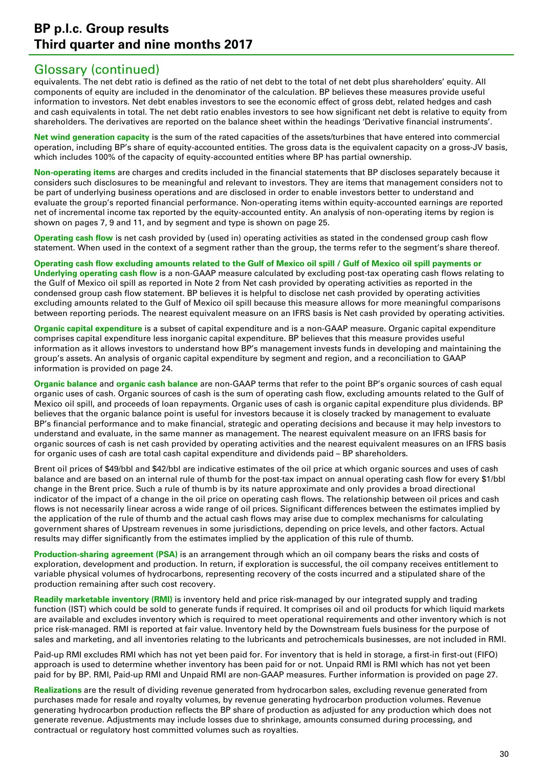## Glossary (continued)

equivalents. The net debt ratio is defined as the ratio of net debt to the total of net debt plus shareholders' equity. All components of equity are included in the denominator of the calculation. BP believes these measures provide useful information to investors. Net debt enables investors to see the economic effect of gross debt, related hedges and cash and cash equivalents in total. The net debt ratio enables investors to see how significant net debt is relative to equity from shareholders. The derivatives are reported on the balance sheet within the headings 'Derivative financial instruments'.

**Net wind generation capacity** is the sum of the rated capacities of the assets/turbines that have entered into commercial operation, including BP's share of equity-accounted entities. The gross data is the equivalent capacity on a gross-JV basis, which includes 100% of the capacity of equity-accounted entities where BP has partial ownership.

**Non-operating items** are charges and credits included in the financial statements that BP discloses separately because it considers such disclosures to be meaningful and relevant to investors. They are items that management considers not to be part of underlying business operations and are disclosed in order to enable investors better to understand and evaluate the group's reported financial performance. Non-operating items within equity-accounted earnings are reported net of incremental income tax reported by the equity-accounted entity. An analysis of non-operating items by region is shown on pages 7, 9 and 11, and by segment and type is shown on page 25.

**Operating cash flow** is net cash provided by (used in) operating activities as stated in the condensed group cash flow statement. When used in the context of a segment rather than the group, the terms refer to the segment's share thereof.

**Operating cash flow excluding amounts related to the Gulf of Mexico oil spill / Gulf of Mexico oil spill payments or Underlying operating cash flow** is a non-GAAP measure calculated by excluding post-tax operating cash flows relating to the Gulf of Mexico oil spill as reported in Note 2 from Net cash provided by operating activities as reported in the condensed group cash flow statement. BP believes it is helpful to disclose net cash provided by operating activities excluding amounts related to the Gulf of Mexico oil spill because this measure allows for more meaningful comparisons between reporting periods. The nearest equivalent measure on an IFRS basis is Net cash provided by operating activities.

**Organic capital expenditure** is a subset of capital expenditure and is a non-GAAP measure. Organic capital expenditure comprises capital expenditure less inorganic capital expenditure. BP believes that this measure provides useful information as it allows investors to understand how BP's management invests funds in developing and maintaining the group's assets. An analysis of organic capital expenditure by segment and region, and a reconciliation to GAAP information is provided on page 24.

**Organic balance** and **organic cash balance** are non-GAAP terms that refer to the point BP's organic sources of cash equal organic uses of cash. Organic sources of cash is the sum of operating cash flow, excluding amounts related to the Gulf of Mexico oil spill, and proceeds of loan repayments. Organic uses of cash is organic capital expenditure plus dividends. BP believes that the organic balance point is useful for investors because it is closely tracked by management to evaluate BP's financial performance and to make financial, strategic and operating decisions and because it may help investors to understand and evaluate, in the same manner as management. The nearest equivalent measure on an IFRS basis for organic sources of cash is net cash provided by operating activities and the nearest equivalent measures on an IFRS basis for organic uses of cash are total cash capital expenditure and dividends paid – BP shareholders.

Brent oil prices of $49/bbl and $42/bbl are indicative estimates of the oil price at which organic sources and uses of cash balance and are based on an internal rule of thumb for the post-tax impact on annual operating cash flow for every $1/bbl change in the Brent price. Such a rule of thumb is by its nature approximate and only provides a broad directional indicator of the impact of a change in the oil price on operating cash flows. The relationship between oil prices and cash flows is not necessarily linear across a wide range of oil prices. Significant differences between the estimates implied by the application of the rule of thumb and the actual cash flows may arise due to complex mechanisms for calculating government shares of Upstream revenues in some jurisdictions, depending on price levels, and other factors. Actual results may differ significantly from the estimates implied by the application of this rule of thumb.

**Production-sharing agreement (PSA)** is an arrangement through which an oil company bears the risks and costs of exploration, development and production. In return, if exploration is successful, the oil company receives entitlement to variable physical volumes of hydrocarbons, representing recovery of the costs incurred and a stipulated share of the production remaining after such cost recovery.

**Readily marketable inventory (RMI)** is inventory held and price risk-managed by our integrated supply and trading function (IST) which could be sold to generate funds if required. It comprises oil and oil products for which liquid markets are available and excludes inventory which is required to meet operational requirements and other inventory which is not price risk-managed. RMI is reported at fair value. Inventory held by the Downstream fuels business for the purpose of sales and marketing, and all inventories relating to the lubricants and petrochemicals businesses, are not included in RMI.

Paid-up RMI excludes RMI which has not yet been paid for. For inventory that is held in storage, a first-in first-out (FIFO) approach is used to determine whether inventory has been paid for or not. Unpaid RMI is RMI which has not yet been paid for by BP. RMI, Paid-up RMI and Unpaid RMI are non-GAAP measures. Further information is provided on page 27.

**Realizations** are the result of dividing revenue generated from hydrocarbon sales, excluding revenue generated from purchases made for resale and royalty volumes, by revenue generating hydrocarbon production volumes. Revenue generating hydrocarbon production reflects the BP share of production as adjusted for any production which does not generate revenue. Adjustments may include losses due to shrinkage, amounts consumed during processing, and contractual or regulatory host committed volumes such as royalties.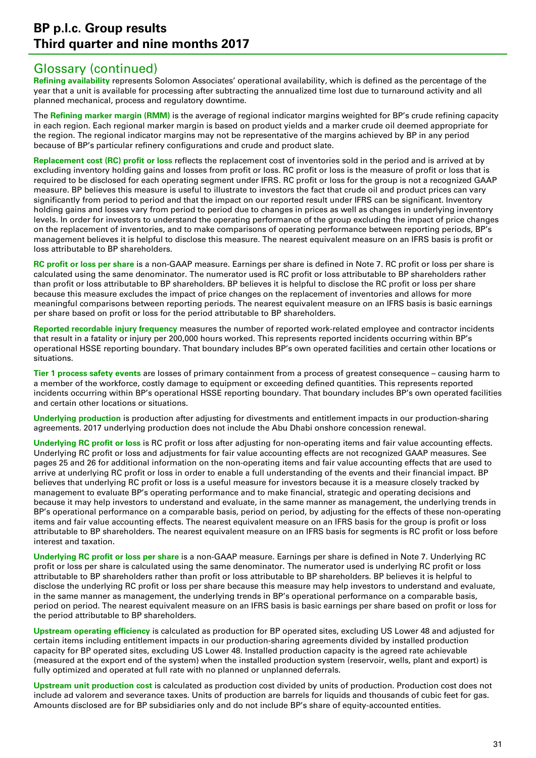## Glossary (continued)

**Refining availability** represents Solomon Associates' operational availability, which is defined as the percentage of the year that a unit is available for processing after subtracting the annualized time lost due to turnaround activity and all planned mechanical, process and regulatory downtime.

The **Refining marker margin (RMM)** is the average of regional indicator margins weighted for BP's crude refining capacity in each region. Each regional marker margin is based on product yields and a marker crude oil deemed appropriate for the region. The regional indicator margins may not be representative of the margins achieved by BP in any period because of BP's particular refinery configurations and crude and product slate.

**Replacement cost (RC) profit or loss** reflects the replacement cost of inventories sold in the period and is arrived at by excluding inventory holding gains and losses from profit or loss. RC profit or loss is the measure of profit or loss that is required to be disclosed for each operating segment under IFRS. RC profit or loss for the group is not a recognized GAAP measure. BP believes this measure is useful to illustrate to investors the fact that crude oil and product prices can vary significantly from period to period and that the impact on our reported result under IFRS can be significant. Inventory holding gains and losses vary from period to period due to changes in prices as well as changes in underlying inventory levels. In order for investors to understand the operating performance of the group excluding the impact of price changes on the replacement of inventories, and to make comparisons of operating performance between reporting periods, BP's management believes it is helpful to disclose this measure. The nearest equivalent measure on an IFRS basis is profit or loss attributable to BP shareholders.

**RC profit or loss per share** is a non-GAAP measure. Earnings per share is defined in Note 7. RC profit or loss per share is calculated using the same denominator. The numerator used is RC profit or loss attributable to BP shareholders rather than profit or loss attributable to BP shareholders. BP believes it is helpful to disclose the RC profit or loss per share because this measure excludes the impact of price changes on the replacement of inventories and allows for more meaningful comparisons between reporting periods. The nearest equivalent measure on an IFRS basis is basic earnings per share based on profit or loss for the period attributable to BP shareholders.

**Reported recordable injury frequency** measures the number of reported work-related employee and contractor incidents that result in a fatality or injury per 200,000 hours worked. This represents reported incidents occurring within BP's operational HSSE reporting boundary. That boundary includes BP's own operated facilities and certain other locations or situations.

**Tier 1 process safety events** are losses of primary containment from a process of greatest consequence – causing harm to a member of the workforce, costly damage to equipment or exceeding defined quantities. This represents reported incidents occurring within BP's operational HSSE reporting boundary. That boundary includes BP's own operated facilities and certain other locations or situations.

**Underlying production** is production after adjusting for divestments and entitlement impacts in our production-sharing agreements. 2017 underlying production does not include the Abu Dhabi onshore concession renewal.

**Underlying RC profit or loss** is RC profit or loss after adjusting for non-operating items and fair value accounting effects. Underlying RC profit or loss and adjustments for fair value accounting effects are not recognized GAAP measures. See pages 25 and 26 for additional information on the non-operating items and fair value accounting effects that are used to arrive at underlying RC profit or loss in order to enable a full understanding of the events and their financial impact. BP believes that underlying RC profit or loss is a useful measure for investors because it is a measure closely tracked by management to evaluate BP's operating performance and to make financial, strategic and operating decisions and because it may help investors to understand and evaluate, in the same manner as management, the underlying trends in BP's operational performance on a comparable basis, period on period, by adjusting for the effects of these non-operating items and fair value accounting effects. The nearest equivalent measure on an IFRS basis for the group is profit or loss attributable to BP shareholders. The nearest equivalent measure on an IFRS basis for segments is RC profit or loss before interest and taxation.

**Underlying RC profit or loss per share** is a non-GAAP measure. Earnings per share is defined in Note 7. Underlying RC profit or loss per share is calculated using the same denominator. The numerator used is underlying RC profit or loss attributable to BP shareholders rather than profit or loss attributable to BP shareholders. BP believes it is helpful to disclose the underlying RC profit or loss per share because this measure may help investors to understand and evaluate, in the same manner as management, the underlying trends in BP's operational performance on a comparable basis, period on period. The nearest equivalent measure on an IFRS basis is basic earnings per share based on profit or loss for the period attributable to BP shareholders.

**Upstream operating efficiency** is calculated as production for BP operated sites, excluding US Lower 48 and adjusted for certain items including entitlement impacts in our production-sharing agreements divided by installed production capacity for BP operated sites, excluding US Lower 48. Installed production capacity is the agreed rate achievable (measured at the export end of the system) when the installed production system (reservoir, wells, plant and export) is fully optimized and operated at full rate with no planned or unplanned deferrals.

**Upstream unit production cost** is calculated as production cost divided by units of production. Production cost does not include ad valorem and severance taxes. Units of production are barrels for liquids and thousands of cubic feet for gas. Amounts disclosed are for BP subsidiaries only and do not include BP's share of equity-accounted entities.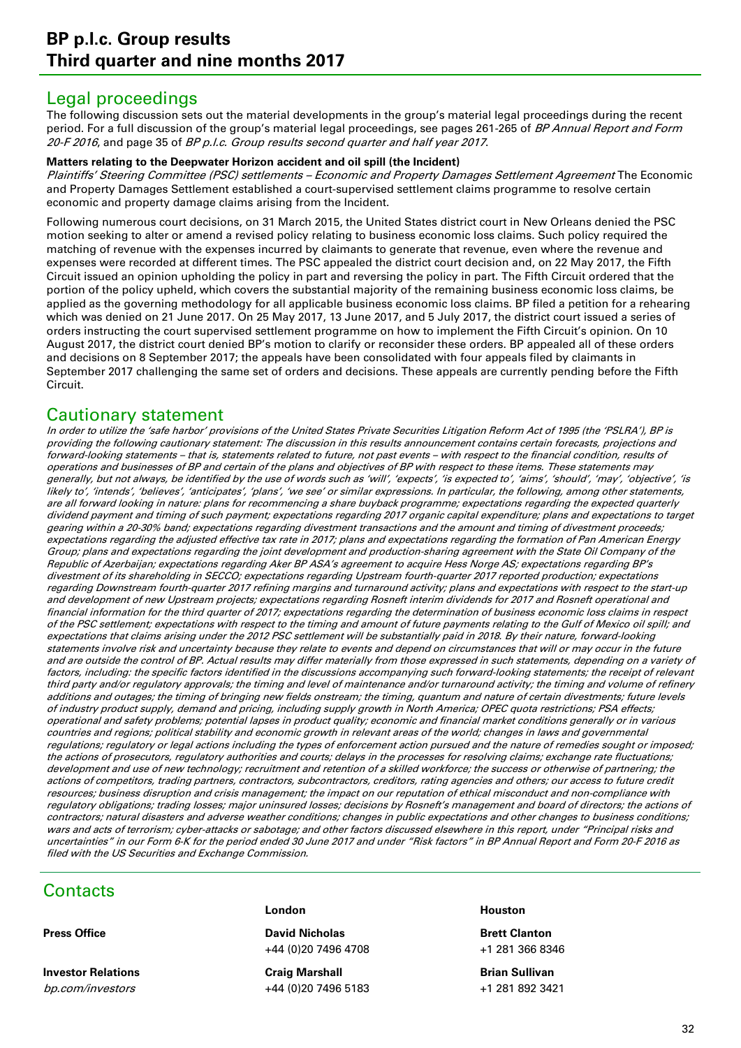## Legal proceedings

The following discussion sets out the material developments in the group's material legal proceedings during the recent period. For a full discussion of the group's material legal proceedings, see pages 261-265 of *BP Annual Report and Form 20-F 2016*, and page 35 of *BP p.l.c. Group results second quarter and half year 2017*.

**Matters relating to the Deepwater Horizon accident and oil spill (the Incident)**

*Plaintiffs' Steering Committee (PSC) settlements – Economic and Property Damages Settlement Agreement* The Economic and Property Damages Settlement established a court-supervised settlement claims programme to resolve certain economic and property damage claims arising from the Incident.

Following numerous court decisions, on 31 March 2015, the United States district court in New Orleans denied the PSC motion seeking to alter or amend a revised policy relating to business economic loss claims. Such policy required the matching of revenue with the expenses incurred by claimants to generate that revenue, even where the revenue and expenses were recorded at different times. The PSC appealed the district court decision and, on 22 May 2017, the Fifth Circuit issued an opinion upholding the policy in part and reversing the policy in part. The Fifth Circuit ordered that the portion of the policy upheld, which covers the substantial majority of the remaining business economic loss claims, be applied as the governing methodology for all applicable business economic loss claims. BP filed a petition for a rehearing which was denied on 21 June 2017. On 25 May 2017, 13 June 2017, and 5 July 2017, the district court issued a series of orders instructing the court supervised settlement programme on how to implement the Fifth Circuit's opinion. On 10 August 2017, the district court denied BP's motion to clarify or reconsider these orders. BP appealed all of these orders and decisions on 8 September 2017; the appeals have been consolidated with four appeals filed by claimants in September 2017 challenging the same set of orders and decisions. These appeals are currently pending before the Fifth Circuit.

## Cautionary statement

*In order to utilize the 'safe harbor' provisions of the United States Private Securities Litigation Reform Act of 1995 (the 'PSLRA'), BP is providing the following cautionary statement: The discussion in this results announcement contains certain forecasts, projections and forward-looking statements – that is, statements related to future, not past events – with respect to the financial condition, results of operations and businesses of BP and certain of the plans and objectives of BP with respect to these items. These statements may generally, but not always, be identified by the use of words such as 'will', 'expects', 'is expected to', 'aims', 'should', 'may', 'objective', 'is likely to', 'intends', 'believes', 'anticipates', 'plans', 'we see' or similar expressions. In particular, the following, among other statements, are all forward looking in nature: plans for recommencing a share buyback programme; expectations regarding the expected quarterly dividend payment and timing of such payment; expectations regarding 2017 organic capital expenditure; plans and expectations to target gearing within a 20-30% band; expectations regarding divestment transactions and the amount and timing of divestment proceeds; expectations regarding the adjusted effective tax rate in 2017; plans and expectations regarding the formation of Pan American Energy Group; plans and expectations regarding the joint development and production-sharing agreement with the State Oil Company of the Republic of Azerbaijan; expectations regarding Aker BP ASA's agreement to acquire Hess Norge AS; expectations regarding BP's divestment of its shareholding in SECCO; expectations regarding Upstream fourth-quarter 2017 reported production; expectations regarding Downstream fourth-quarter 2017 refining margins and turnaround activity; plans and expectations with respect to the start-up and development of new Upstream projects; expectations regarding Rosneft interim dividends for 2017 and Rosneft operational and financial information for the third quarter of 2017; expectations regarding the determination of business economic loss claims in respect of the PSC settlement; expectations with respect to the timing and amount of future payments relating to the Gulf of Mexico oil spill; and expectations that claims arising under the 2012 PSC settlement will be substantially paid in 2018. By their nature, forward-looking statements involve risk and uncertainty because they relate to events and depend on circumstances that will or may occur in the future and are outside the control of BP. Actual results may differ materially from those expressed in such statements, depending on a variety of factors, including: the specific factors identified in the discussions accompanying such forward-looking statements; the receipt of relevant third party and/or regulatory approvals; the timing and level of maintenance and/or turnaround activity; the timing and volume of refinery additions and outages; the timing of bringing new fields onstream; the timing, quantum and nature of certain divestments; future levels of industry product supply, demand and pricing, including supply growth in North America; OPEC quota restrictions; PSA effects; operational and safety problems; potential lapses in product quality; economic and financial market conditions generally or in various countries and regions; political stability and economic growth in relevant areas of the world; changes in laws and governmental regulations; regulatory or legal actions including the types of enforcement action pursued and the nature of remedies sought or imposed; the actions of prosecutors, regulatory authorities and courts; delays in the processes for resolving claims; exchange rate fluctuations; development and use of new technology; recruitment and retention of a skilled workforce; the success or otherwise of partnering; the actions of competitors, trading partners, contractors, subcontractors, creditors, rating agencies and others; our access to future credit resources; business disruption and crisis management; the impact on our reputation of ethical misconduct and non-compliance with regulatory obligations; trading losses; major uninsured losses; decisions by Rosneft's management and board of directors; the actions of contractors; natural disasters and adverse weather conditions; changes in public expectations and other changes to business conditions; wars and acts of terrorism; cyber-attacks or sabotage; and other factors discussed elsewhere in this report, under "Principal risks and uncertainties" in our Form 6-K for the period ended 30 June 2017 and under "Risk factors" in BP Annual Report and Form 20-F 2016 as filed with the US Securities and Exchange Commission.*

## Contacts

| | London | Houston |
|---|---|---|
| **Press Office** | **David Nicholas**<br>+44 (0)20 7496 4708 | **Brett Clanton**<br>+1 281 366 8346 |
| **Investor Relations**<br>*bp.com/investors* | **Craig Marshall**<br>+44 (0)20 7496 5183 | **Brian Sullivan**<br>+1 281 892 3421 |